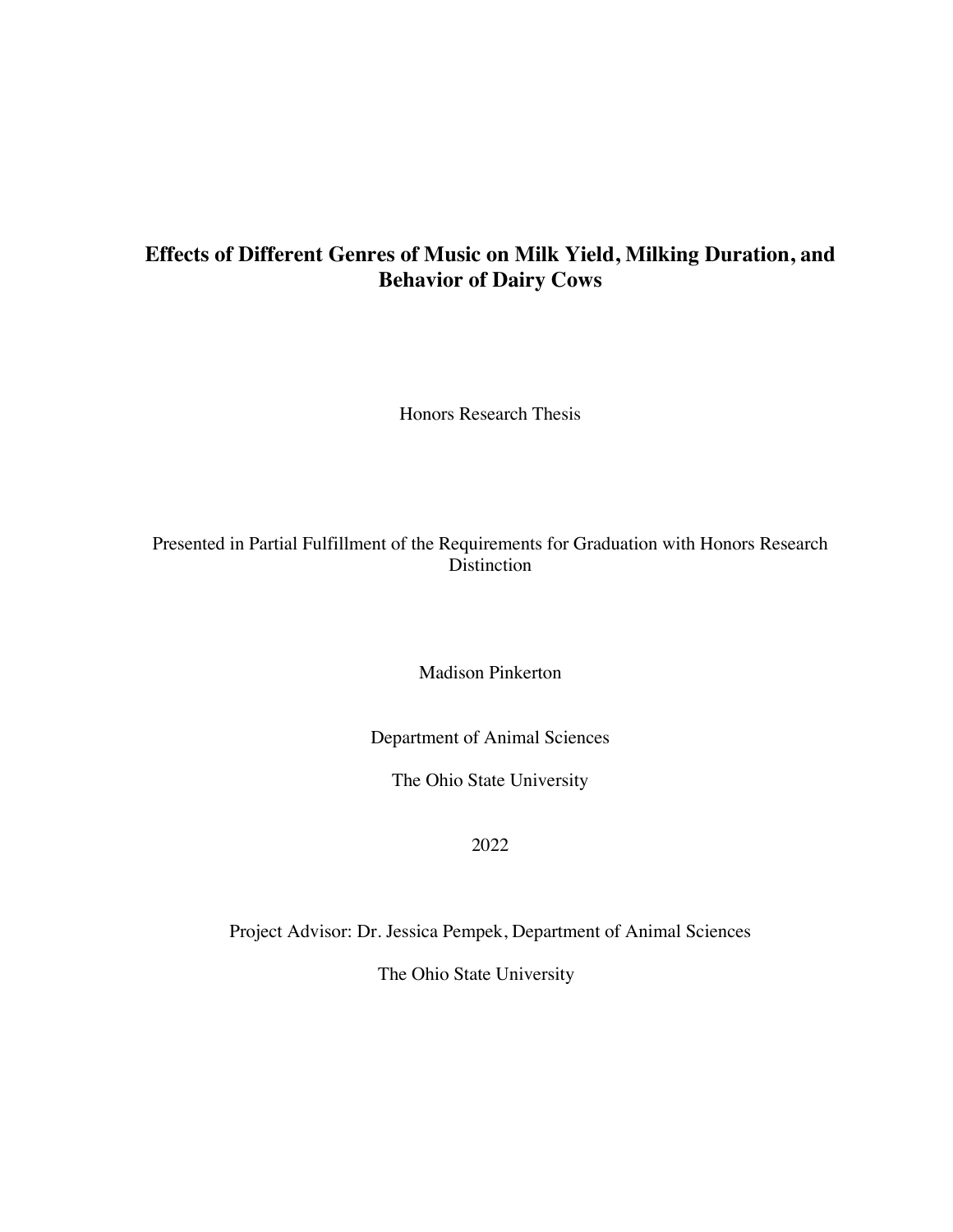# Effects of Different Genres of Music on Milk Yield, Milking Duration, and Behavior of Dairy Cows

Honors Research Thesis

Presented in Partial Fulfillment of the Requirements for Graduation with Honors Research Distinction

Madison Pinkerton

Department of Animal Sciences

The Ohio State University

2022

Project Advisor: Dr. Jessica Pempek, Department of Animal Sciences

The Ohio State University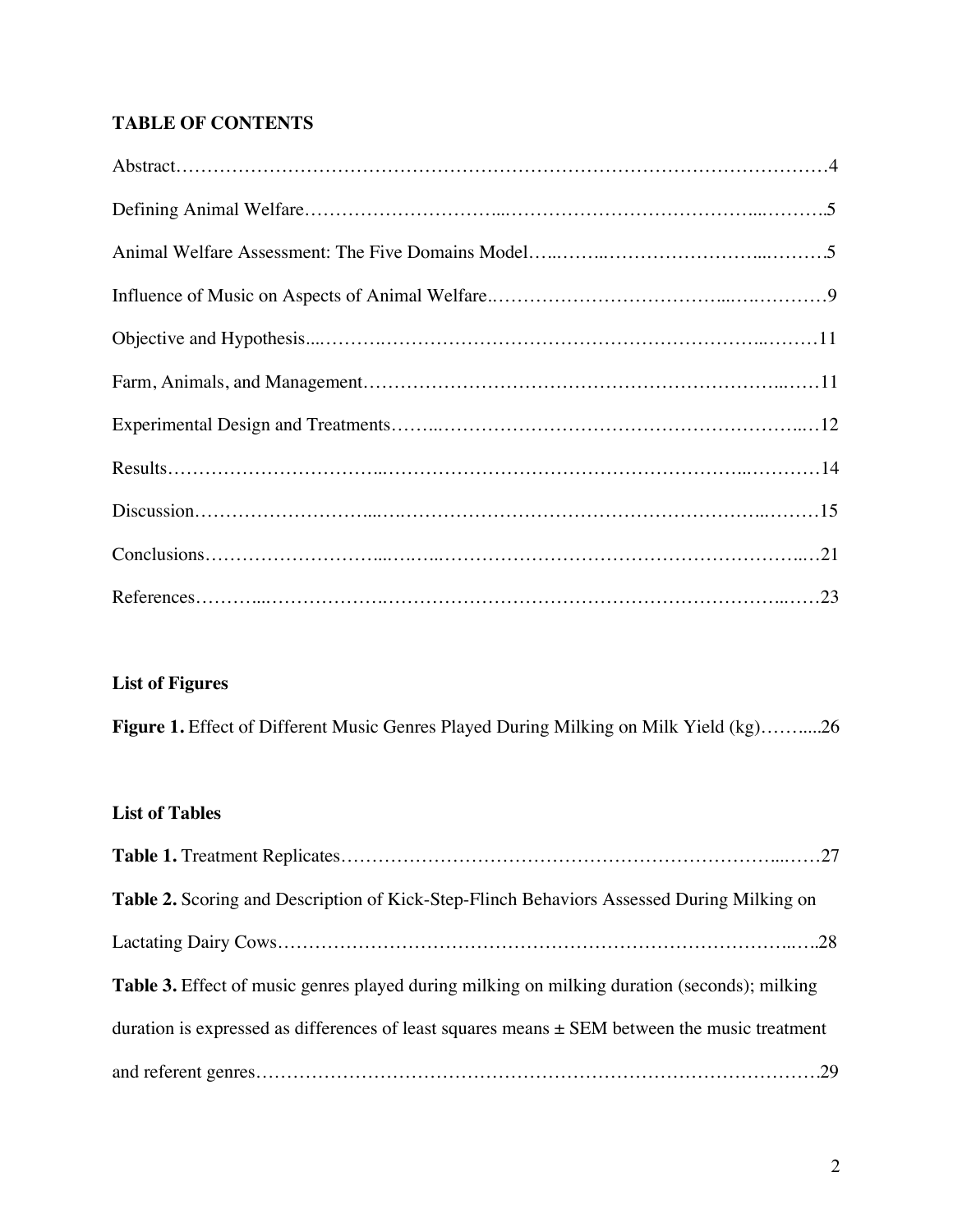**TABLE OF CONTENTS**

Abstract……………………………………………………………………………………………4

Defining Animal Welfare…………………………...……………………………………...……….5

Animal Welfare Assessment: The Five Domains Model…..……..……………………...……….5

Influence of Music on Aspects of Animal Welfare..……………………………...….…………9

Objective and Hypothesis....……….……………………………………………………..………11

Farm, Animals, and Management………………………………………………………...……11

Experimental Design and Treatments……..……………………………………………….…12

Results……………………………..……………………………………………………..…………14

Discussion……………………...…..……………………………………………………..………15

Conclusions……………………...…..…..………………….………………………………..…21

References………...………………….……………………………………………………..……23

**List of Figures**

**Figure 1.** Effect of Different Music Genres Played During Milking on Milk Yield (kg)……......26

**List of Tables**

**Table 1.** Treatment Replicates……………………………………………………………...……27

**Table 2.** Scoring and Description of Kick-Step-Flinch Behaviors Assessed During Milking on Lactating Dairy Cows…………………………………………………………………………..…..28

**Table 3.** Effect of music genres played during milking on milking duration (seconds); milking duration is expressed as differences of least squares means ± SEM between the music treatment and referent genres……………………………………………………………………………….29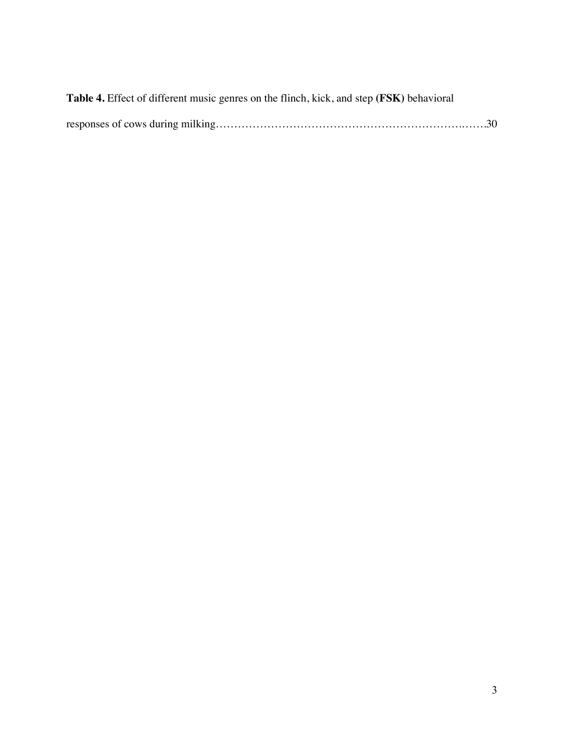**Table 4.** Effect of different music genres on the flinch, kick, and step **(FSK)** behavioral responses of cows during milking…………………………………………………………….……30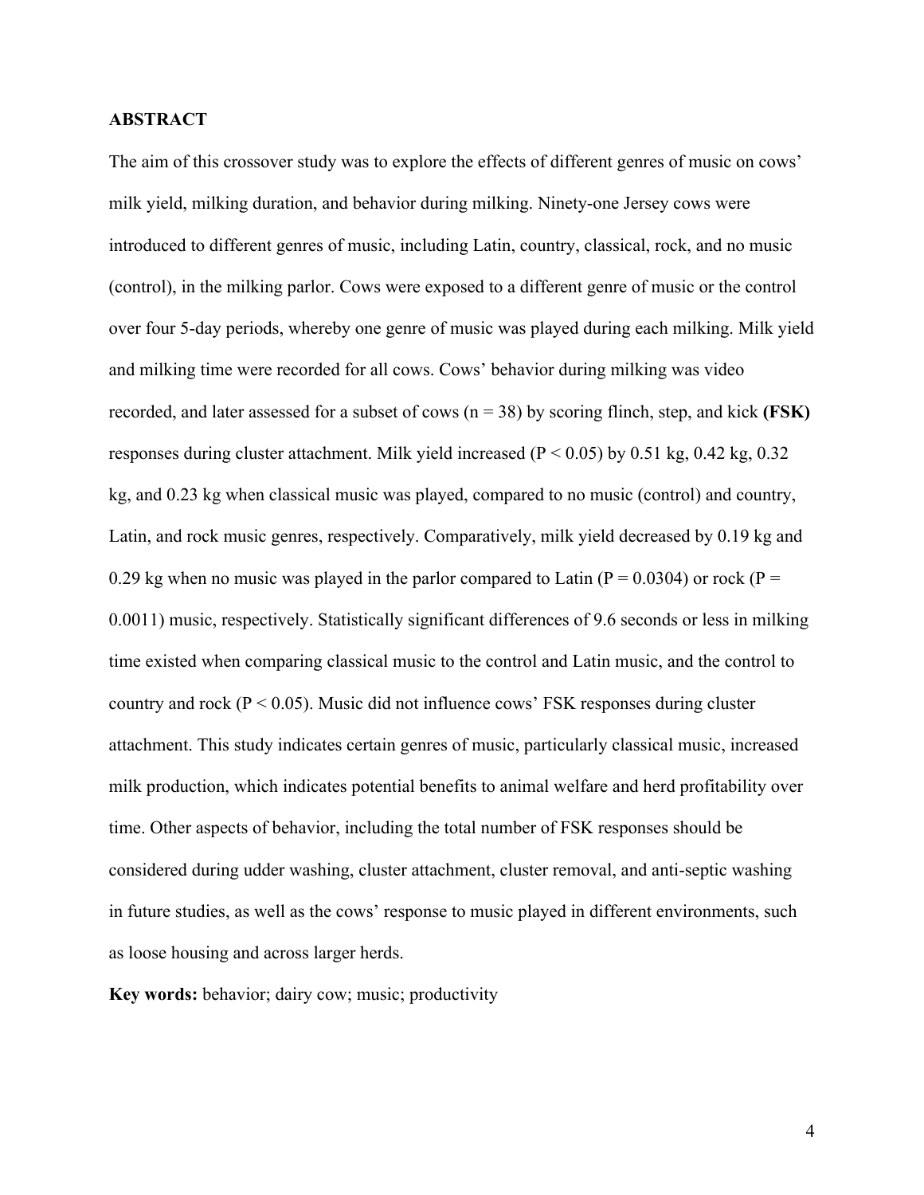## ABSTRACT

The aim of this crossover study was to explore the effects of different genres of music on cows' milk yield, milking duration, and behavior during milking. Ninety-one Jersey cows were introduced to different genres of music, including Latin, country, classical, rock, and no music (control), in the milking parlor. Cows were exposed to a different genre of music or the control over four 5-day periods, whereby one genre of music was played during each milking. Milk yield and milking time were recorded for all cows. Cows' behavior during milking was video recorded, and later assessed for a subset of cows ($n = 38$) by scoring flinch, step, and kick **(FSK)** responses during cluster attachment. Milk yield increased ($P < 0.05$) by 0.51 kg, 0.42 kg, 0.32 kg, and 0.23 kg when classical music was played, compared to no music (control) and country, Latin, and rock music genres, respectively. Comparatively, milk yield decreased by 0.19 kg and 0.29 kg when no music was played in the parlor compared to Latin ($P = 0.0304$) or rock ($P = 0.0011$) music, respectively. Statistically significant differences of 9.6 seconds or less in milking time existed when comparing classical music to the control and Latin music, and the control to country and rock ($P < 0.05$). Music did not influence cows' FSK responses during cluster attachment. This study indicates certain genres of music, particularly classical music, increased milk production, which indicates potential benefits to animal welfare and herd profitability over time. Other aspects of behavior, including the total number of FSK responses should be considered during udder washing, cluster attachment, cluster removal, and anti-septic washing in future studies, as well as the cows' response to music played in different environments, such as loose housing and across larger herds.

**Key words:** behavior; dairy cow; music; productivity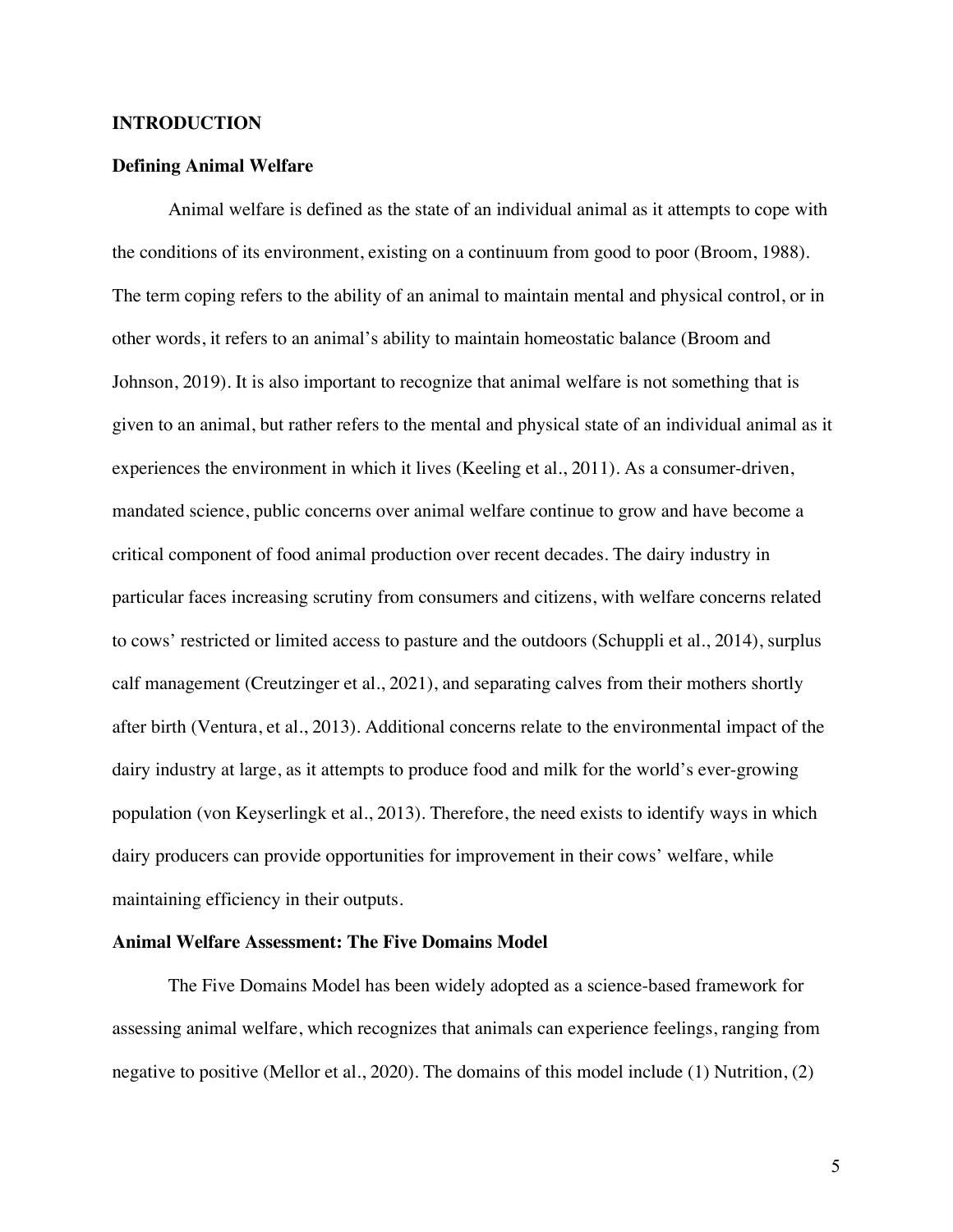## INTRODUCTION

### Defining Animal Welfare

Animal welfare is defined as the state of an individual animal as it attempts to cope with the conditions of its environment, existing on a continuum from good to poor (Broom, 1988). The term coping refers to the ability of an animal to maintain mental and physical control, or in other words, it refers to an animal's ability to maintain homeostatic balance (Broom and Johnson, 2019). It is also important to recognize that animal welfare is not something that is given to an animal, but rather refers to the mental and physical state of an individual animal as it experiences the environment in which it lives (Keeling et al., 2011). As a consumer-driven, mandated science, public concerns over animal welfare continue to grow and have become a critical component of food animal production over recent decades. The dairy industry in particular faces increasing scrutiny from consumers and citizens, with welfare concerns related to cows' restricted or limited access to pasture and the outdoors (Schuppli et al., 2014), surplus calf management (Creutzinger et al., 2021), and separating calves from their mothers shortly after birth (Ventura, et al., 2013). Additional concerns relate to the environmental impact of the dairy industry at large, as it attempts to produce food and milk for the world's ever-growing population (von Keyserlingk et al., 2013). Therefore, the need exists to identify ways in which dairy producers can provide opportunities for improvement in their cows' welfare, while maintaining efficiency in their outputs.

### Animal Welfare Assessment: The Five Domains Model

The Five Domains Model has been widely adopted as a science-based framework for assessing animal welfare, which recognizes that animals can experience feelings, ranging from negative to positive (Mellor et al., 2020). The domains of this model include (1) Nutrition, (2)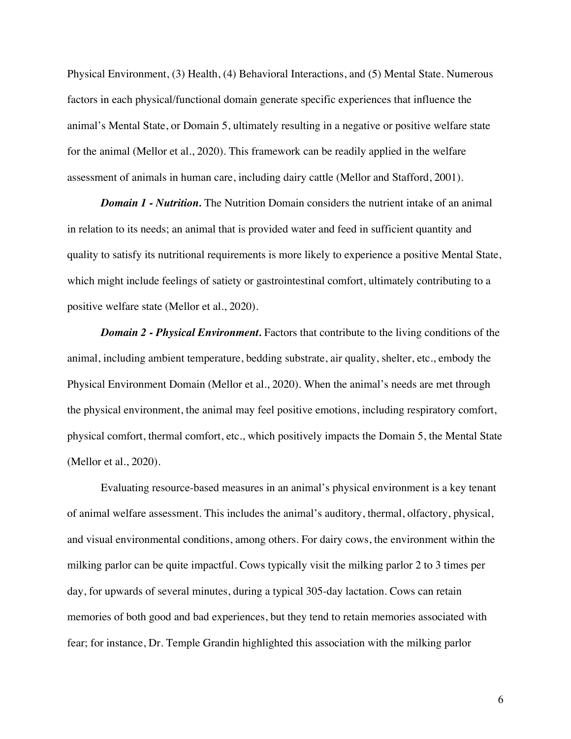Physical Environment, (3) Health, (4) Behavioral Interactions, and (5) Mental State. Numerous factors in each physical/functional domain generate specific experiences that influence the animal's Mental State, or Domain 5, ultimately resulting in a negative or positive welfare state for the animal (Mellor et al., 2020). This framework can be readily applied in the welfare assessment of animals in human care, including dairy cattle (Mellor and Stafford, 2001).

***Domain 1 - Nutrition.*** The Nutrition Domain considers the nutrient intake of an animal in relation to its needs; an animal that is provided water and feed in sufficient quantity and quality to satisfy its nutritional requirements is more likely to experience a positive Mental State, which might include feelings of satiety or gastrointestinal comfort, ultimately contributing to a positive welfare state (Mellor et al., 2020).

***Domain 2 - Physical Environment.*** Factors that contribute to the living conditions of the animal, including ambient temperature, bedding substrate, air quality, shelter, etc., embody the Physical Environment Domain (Mellor et al., 2020). When the animal's needs are met through the physical environment, the animal may feel positive emotions, including respiratory comfort, physical comfort, thermal comfort, etc., which positively impacts the Domain 5, the Mental State (Mellor et al., 2020).

Evaluating resource-based measures in an animal's physical environment is a key tenant of animal welfare assessment. This includes the animal's auditory, thermal, olfactory, physical, and visual environmental conditions, among others. For dairy cows, the environment within the milking parlor can be quite impactful. Cows typically visit the milking parlor 2 to 3 times per day, for upwards of several minutes, during a typical 305-day lactation. Cows can retain memories of both good and bad experiences, but they tend to retain memories associated with fear; for instance, Dr. Temple Grandin highlighted this association with the milking parlor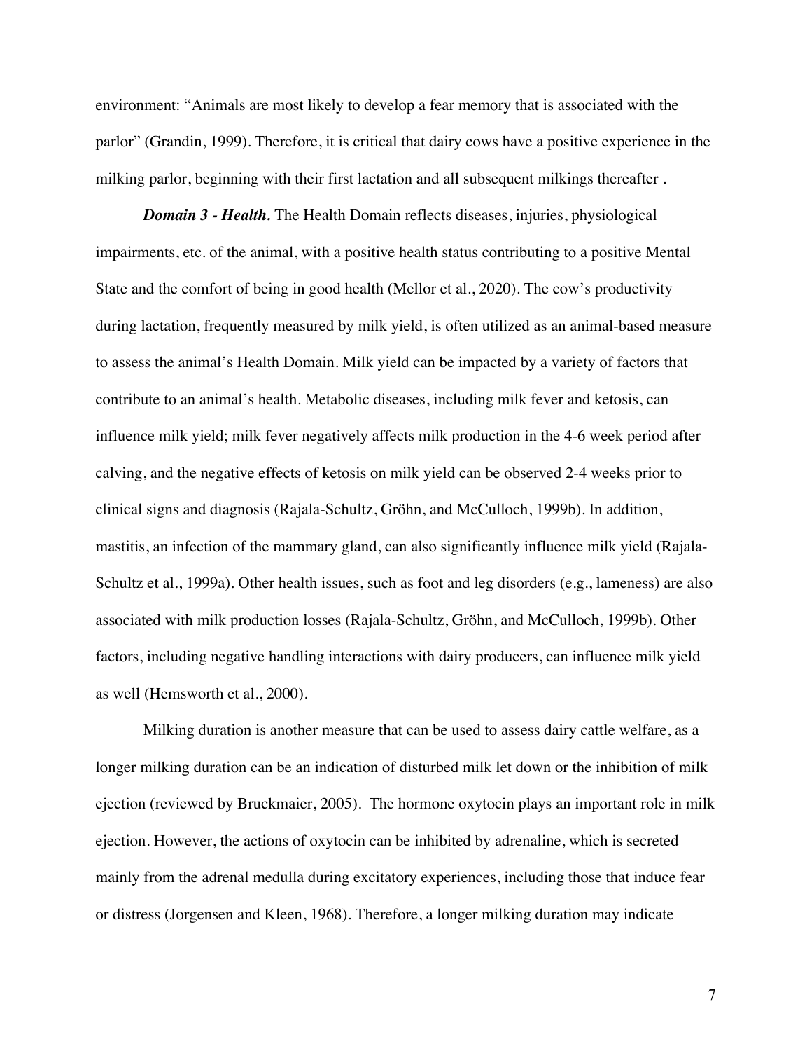environment: "Animals are most likely to develop a fear memory that is associated with the parlor" (Grandin, 1999). Therefore, it is critical that dairy cows have a positive experience in the milking parlor, beginning with their first lactation and all subsequent milkings thereafter .

***Domain 3 - Health.*** The Health Domain reflects diseases, injuries, physiological impairments, etc. of the animal, with a positive health status contributing to a positive Mental State and the comfort of being in good health (Mellor et al., 2020). The cow's productivity during lactation, frequently measured by milk yield, is often utilized as an animal-based measure to assess the animal's Health Domain. Milk yield can be impacted by a variety of factors that contribute to an animal's health. Metabolic diseases, including milk fever and ketosis, can influence milk yield; milk fever negatively affects milk production in the 4-6 week period after calving, and the negative effects of ketosis on milk yield can be observed 2-4 weeks prior to clinical signs and diagnosis (Rajala-Schultz, Gröhn, and McCulloch, 1999b). In addition, mastitis, an infection of the mammary gland, can also significantly influence milk yield (Rajala-Schultz et al., 1999a). Other health issues, such as foot and leg disorders (e.g., lameness) are also associated with milk production losses (Rajala-Schultz, Gröhn, and McCulloch, 1999b). Other factors, including negative handling interactions with dairy producers, can influence milk yield as well (Hemsworth et al., 2000).

Milking duration is another measure that can be used to assess dairy cattle welfare, as a longer milking duration can be an indication of disturbed milk let down or the inhibition of milk ejection (reviewed by Bruckmaier, 2005). The hormone oxytocin plays an important role in milk ejection. However, the actions of oxytocin can be inhibited by adrenaline, which is secreted mainly from the adrenal medulla during excitatory experiences, including those that induce fear or distress (Jorgensen and Kleen, 1968). Therefore, a longer milking duration may indicate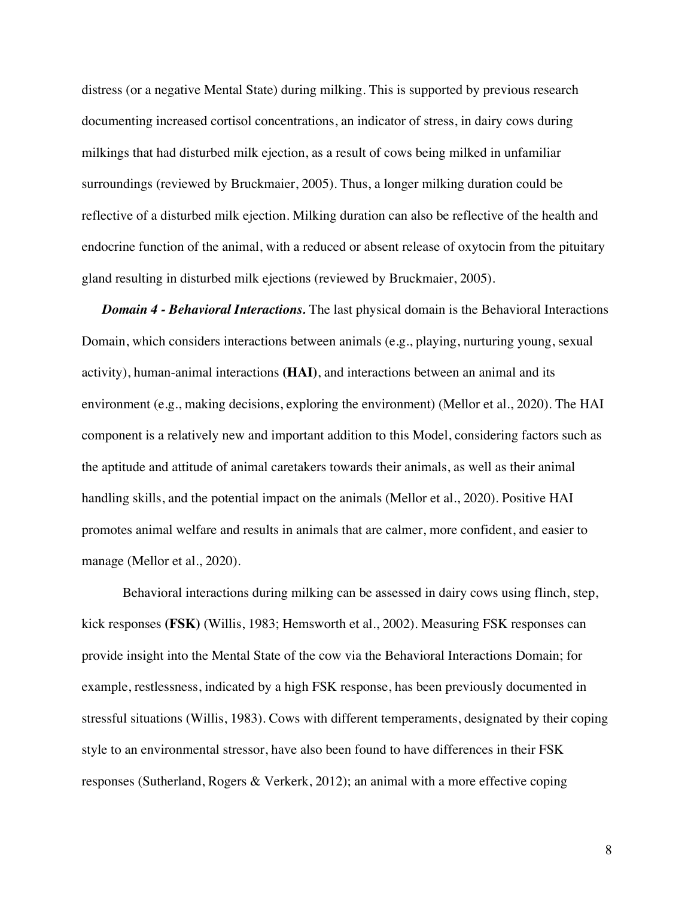distress (or a negative Mental State) during milking. This is supported by previous research documenting increased cortisol concentrations, an indicator of stress, in dairy cows during milkings that had disturbed milk ejection, as a result of cows being milked in unfamiliar surroundings (reviewed by Bruckmaier, 2005). Thus, a longer milking duration could be reflective of a disturbed milk ejection. Milking duration can also be reflective of the health and endocrine function of the animal, with a reduced or absent release of oxytocin from the pituitary gland resulting in disturbed milk ejections (reviewed by Bruckmaier, 2005).

***Domain 4 - Behavioral Interactions.*** The last physical domain is the Behavioral Interactions Domain, which considers interactions between animals (e.g., playing, nurturing young, sexual activity), human-animal interactions **(HAI)**, and interactions between an animal and its environment (e.g., making decisions, exploring the environment) (Mellor et al., 2020). The HAI component is a relatively new and important addition to this Model, considering factors such as the aptitude and attitude of animal caretakers towards their animals, as well as their animal handling skills, and the potential impact on the animals (Mellor et al., 2020). Positive HAI promotes animal welfare and results in animals that are calmer, more confident, and easier to manage (Mellor et al., 2020).

Behavioral interactions during milking can be assessed in dairy cows using flinch, step, kick responses **(FSK)** (Willis, 1983; Hemsworth et al., 2002). Measuring FSK responses can provide insight into the Mental State of the cow via the Behavioral Interactions Domain; for example, restlessness, indicated by a high FSK response, has been previously documented in stressful situations (Willis, 1983). Cows with different temperaments, designated by their coping style to an environmental stressor, have also been found to have differences in their FSK responses (Sutherland, Rogers & Verkerk, 2012); an animal with a more effective coping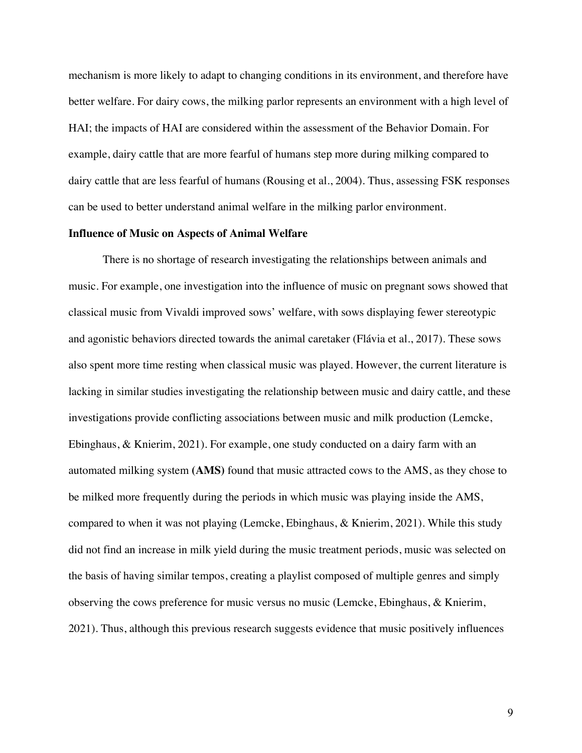mechanism is more likely to adapt to changing conditions in its environment, and therefore have better welfare. For dairy cows, the milking parlor represents an environment with a high level of HAI; the impacts of HAI are considered within the assessment of the Behavior Domain. For example, dairy cattle that are more fearful of humans step more during milking compared to dairy cattle that are less fearful of humans (Rousing et al., 2004). Thus, assessing FSK responses can be used to better understand animal welfare in the milking parlor environment.

**Influence of Music on Aspects of Animal Welfare**

There is no shortage of research investigating the relationships between animals and music. For example, one investigation into the influence of music on pregnant sows showed that classical music from Vivaldi improved sows' welfare, with sows displaying fewer stereotypic and agonistic behaviors directed towards the animal caretaker (Flávia et al., 2017). These sows also spent more time resting when classical music was played. However, the current literature is lacking in similar studies investigating the relationship between music and dairy cattle, and these investigations provide conflicting associations between music and milk production (Lemcke, Ebinghaus, & Knierim, 2021). For example, one study conducted on a dairy farm with an automated milking system **(AMS)** found that music attracted cows to the AMS, as they chose to be milked more frequently during the periods in which music was playing inside the AMS, compared to when it was not playing (Lemcke, Ebinghaus, & Knierim, 2021). While this study did not find an increase in milk yield during the music treatment periods, music was selected on the basis of having similar tempos, creating a playlist composed of multiple genres and simply observing the cows preference for music versus no music (Lemcke, Ebinghaus, & Knierim, 2021). Thus, although this previous research suggests evidence that music positively influences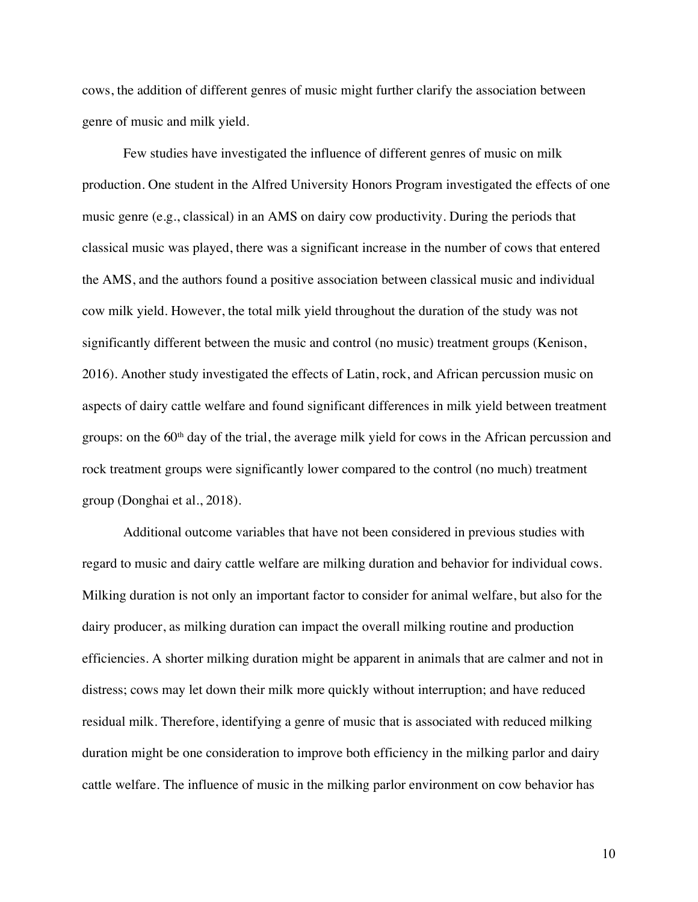cows, the addition of different genres of music might further clarify the association between genre of music and milk yield.

Few studies have investigated the influence of different genres of music on milk production. One student in the Alfred University Honors Program investigated the effects of one music genre (e.g., classical) in an AMS on dairy cow productivity. During the periods that classical music was played, there was a significant increase in the number of cows that entered the AMS, and the authors found a positive association between classical music and individual cow milk yield. However, the total milk yield throughout the duration of the study was not significantly different between the music and control (no music) treatment groups (Kenison, 2016). Another study investigated the effects of Latin, rock, and African percussion music on aspects of dairy cattle welfare and found significant differences in milk yield between treatment groups: on the 60th day of the trial, the average milk yield for cows in the African percussion and rock treatment groups were significantly lower compared to the control (no much) treatment group (Donghai et al., 2018).

Additional outcome variables that have not been considered in previous studies with regard to music and dairy cattle welfare are milking duration and behavior for individual cows. Milking duration is not only an important factor to consider for animal welfare, but also for the dairy producer, as milking duration can impact the overall milking routine and production efficiencies. A shorter milking duration might be apparent in animals that are calmer and not in distress; cows may let down their milk more quickly without interruption; and have reduced residual milk. Therefore, identifying a genre of music that is associated with reduced milking duration might be one consideration to improve both efficiency in the milking parlor and dairy cattle welfare. The influence of music in the milking parlor environment on cow behavior has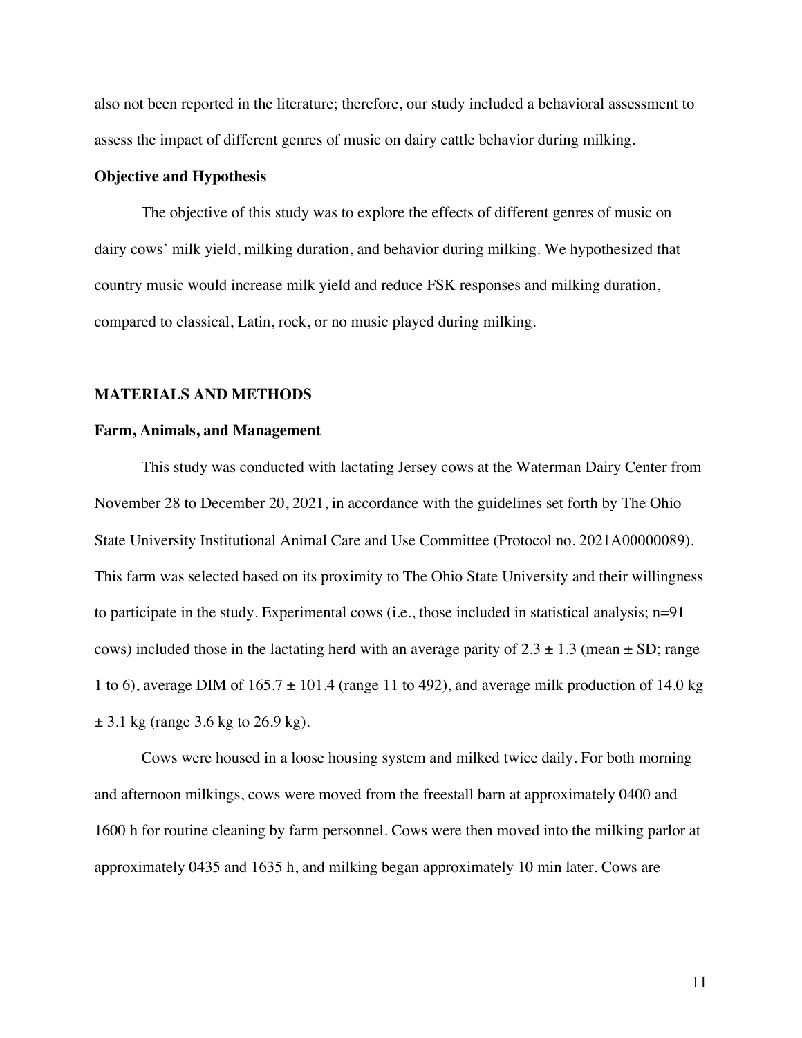also not been reported in the literature; therefore, our study included a behavioral assessment to assess the impact of different genres of music on dairy cattle behavior during milking.

### Objective and Hypothesis

The objective of this study was to explore the effects of different genres of music on dairy cows' milk yield, milking duration, and behavior during milking. We hypothesized that country music would increase milk yield and reduce FSK responses and milking duration, compared to classical, Latin, rock, or no music played during milking.

## MATERIALS AND METHODS

### Farm, Animals, and Management

This study was conducted with lactating Jersey cows at the Waterman Dairy Center from November 28 to December 20, 2021, in accordance with the guidelines set forth by The Ohio State University Institutional Animal Care and Use Committee (Protocol no. 2021A00000089). This farm was selected based on its proximity to The Ohio State University and their willingness to participate in the study. Experimental cows (i.e., those included in statistical analysis; n=91 cows) included those in the lactating herd with an average parity of $2.3 \pm 1.3$ (mean ± SD; range 1 to 6), average DIM of $165.7 \pm 101.4$ (range 11 to 492), and average milk production of 14.0 kg ± 3.1 kg (range 3.6 kg to 26.9 kg).

Cows were housed in a loose housing system and milked twice daily. For both morning and afternoon milkings, cows were moved from the freestall barn at approximately 0400 and 1600 h for routine cleaning by farm personnel. Cows were then moved into the milking parlor at approximately 0435 and 1635 h, and milking began approximately 10 min later. Cows are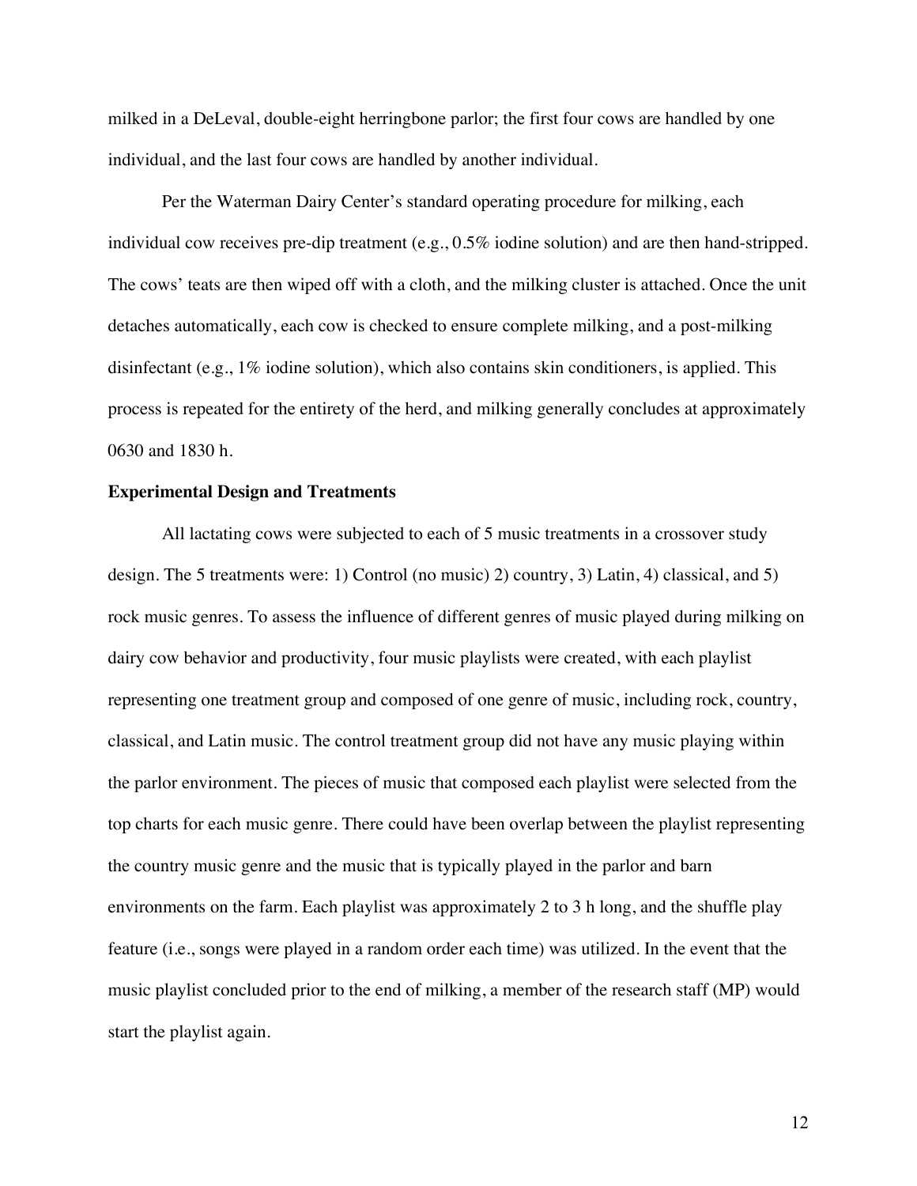milked in a DeLeval, double-eight herringbone parlor; the first four cows are handled by one individual, and the last four cows are handled by another individual.

Per the Waterman Dairy Center's standard operating procedure for milking, each individual cow receives pre-dip treatment (e.g., 0.5% iodine solution) and are then hand-stripped. The cows' teats are then wiped off with a cloth, and the milking cluster is attached. Once the unit detaches automatically, each cow is checked to ensure complete milking, and a post-milking disinfectant (e.g., 1% iodine solution), which also contains skin conditioners, is applied. This process is repeated for the entirety of the herd, and milking generally concludes at approximately 0630 and 1830 h.

**Experimental Design and Treatments**

All lactating cows were subjected to each of 5 music treatments in a crossover study design. The 5 treatments were: 1) Control (no music) 2) country, 3) Latin, 4) classical, and 5) rock music genres. To assess the influence of different genres of music played during milking on dairy cow behavior and productivity, four music playlists were created, with each playlist representing one treatment group and composed of one genre of music, including rock, country, classical, and Latin music. The control treatment group did not have any music playing within the parlor environment. The pieces of music that composed each playlist were selected from the top charts for each music genre. There could have been overlap between the playlist representing the country music genre and the music that is typically played in the parlor and barn environments on the farm. Each playlist was approximately 2 to 3 h long, and the shuffle play feature (i.e., songs were played in a random order each time) was utilized. In the event that the music playlist concluded prior to the end of milking, a member of the research staff (MP) would start the playlist again.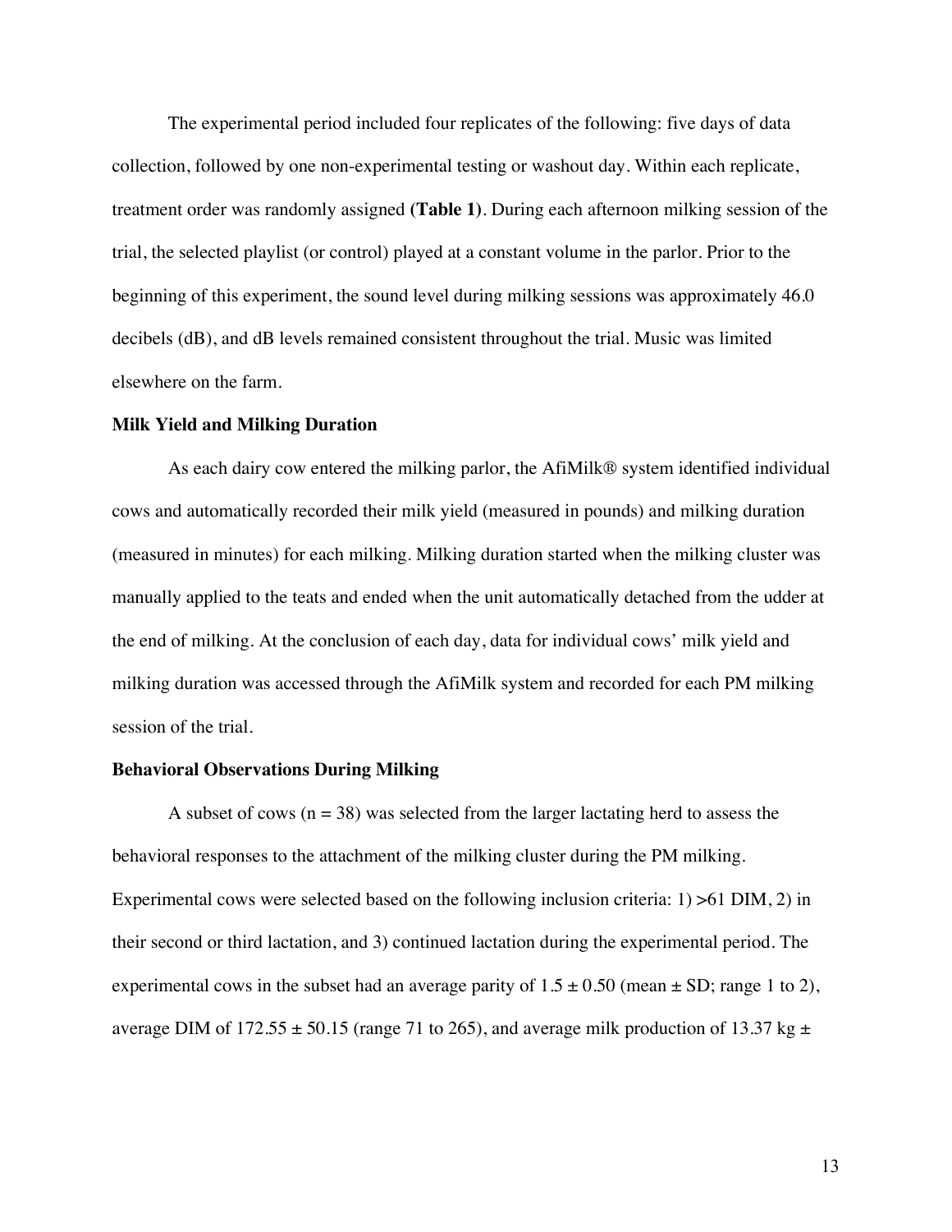The experimental period included four replicates of the following: five days of data collection, followed by one non-experimental testing or washout day. Within each replicate, treatment order was randomly assigned **(Table 1)**. During each afternoon milking session of the trial, the selected playlist (or control) played at a constant volume in the parlor. Prior to the beginning of this experiment, the sound level during milking sessions was approximately 46.0 decibels (dB), and dB levels remained consistent throughout the trial. Music was limited elsewhere on the farm.

**Milk Yield and Milking Duration**

As each dairy cow entered the milking parlor, the AfiMilk® system identified individual cows and automatically recorded their milk yield (measured in pounds) and milking duration (measured in minutes) for each milking. Milking duration started when the milking cluster was manually applied to the teats and ended when the unit automatically detached from the udder at the end of milking. At the conclusion of each day, data for individual cows' milk yield and milking duration was accessed through the AfiMilk system and recorded for each PM milking session of the trial.

**Behavioral Observations During Milking**

A subset of cows ($n = 38$) was selected from the larger lactating herd to assess the behavioral responses to the attachment of the milking cluster during the PM milking. Experimental cows were selected based on the following inclusion criteria: 1) >61 DIM, 2) in their second or third lactation, and 3) continued lactation during the experimental period. The experimental cows in the subset had an average parity of $1.5 \pm 0.50$ (mean ± SD; range 1 to 2), average DIM of $172.55 \pm 50.15$ (range 71 to 265), and average milk production of 13.37 kg ±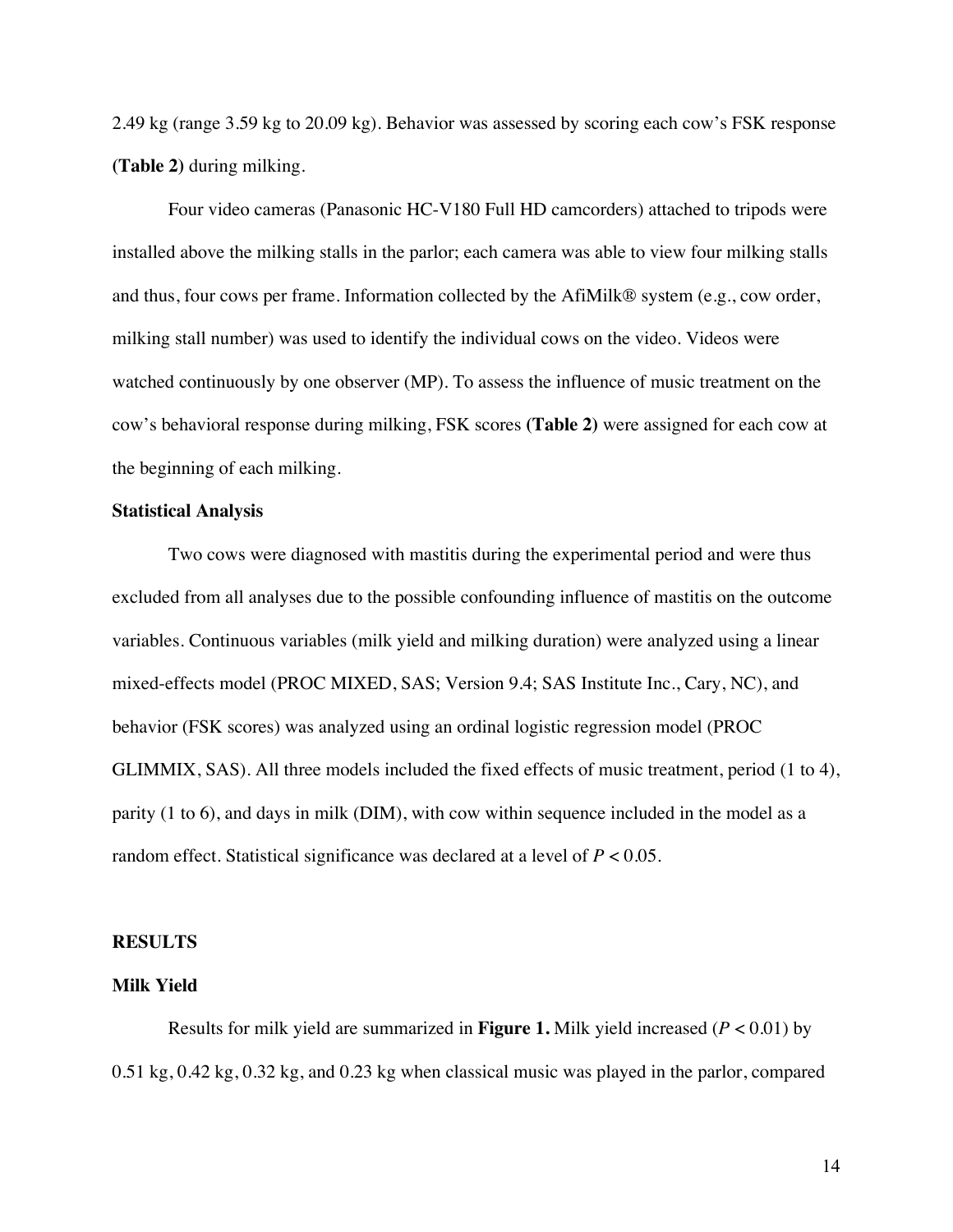2.49 kg (range 3.59 kg to 20.09 kg). Behavior was assessed by scoring each cow's FSK response **(Table 2)** during milking.

Four video cameras (Panasonic HC-V180 Full HD camcorders) attached to tripods were installed above the milking stalls in the parlor; each camera was able to view four milking stalls and thus, four cows per frame. Information collected by the AfiMilk® system (e.g., cow order, milking stall number) was used to identify the individual cows on the video. Videos were watched continuously by one observer (MP). To assess the influence of music treatment on the cow's behavioral response during milking, FSK scores **(Table 2)** were assigned for each cow at the beginning of each milking.

### Statistical Analysis

Two cows were diagnosed with mastitis during the experimental period and were thus excluded from all analyses due to the possible confounding influence of mastitis on the outcome variables. Continuous variables (milk yield and milking duration) were analyzed using a linear mixed-effects model (PROC MIXED, SAS; Version 9.4; SAS Institute Inc., Cary, NC), and behavior (FSK scores) was analyzed using an ordinal logistic regression model (PROC GLIMMIX, SAS). All three models included the fixed effects of music treatment, period (1 to 4), parity (1 to 6), and days in milk (DIM), with cow within sequence included in the model as a random effect. Statistical significance was declared at a level of $P < 0.05$.

## RESULTS

### Milk Yield

Results for milk yield are summarized in **Figure 1.** Milk yield increased ($P < 0.01$) by 0.51 kg, 0.42 kg, 0.32 kg, and 0.23 kg when classical music was played in the parlor, compared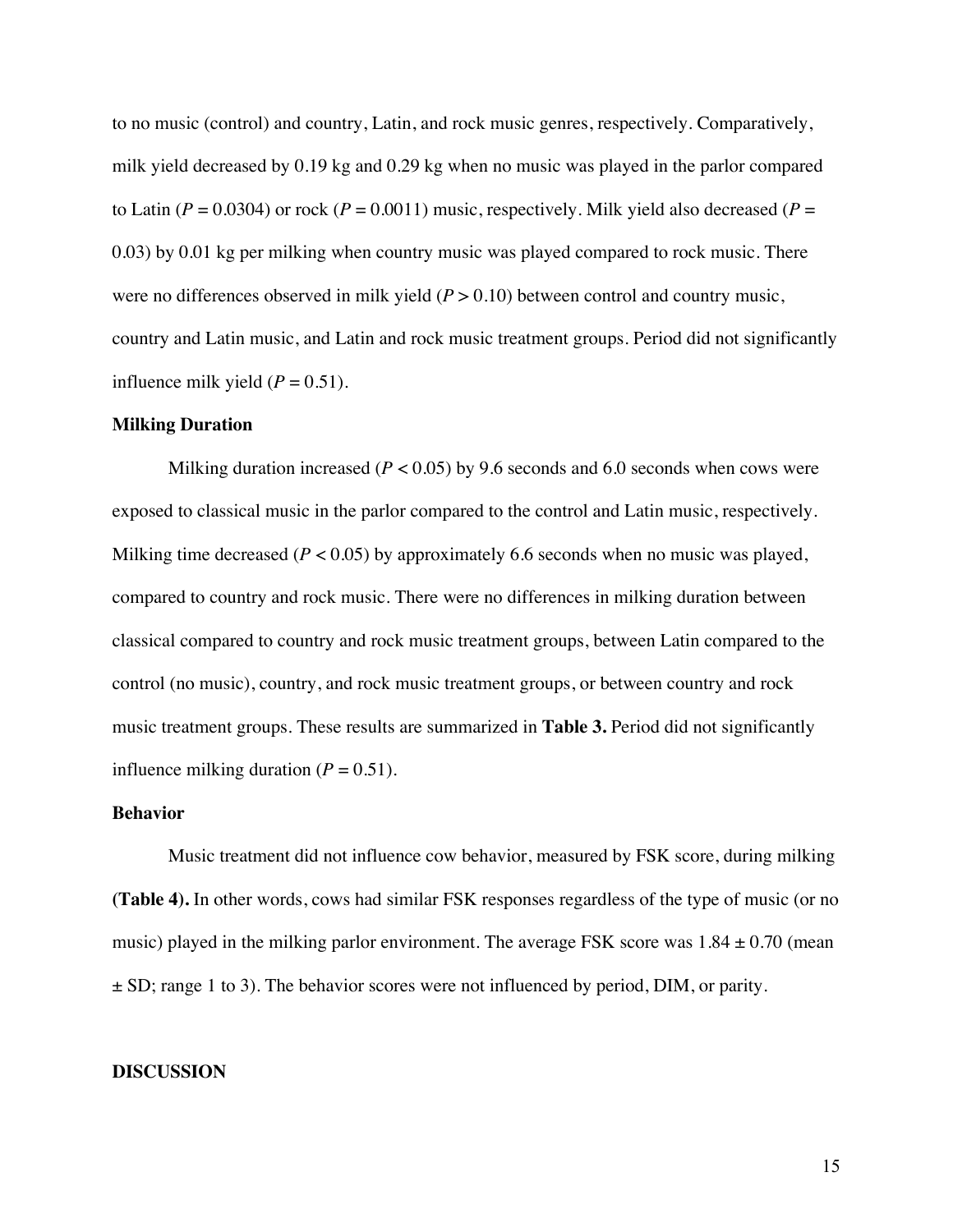to no music (control) and country, Latin, and rock music genres, respectively. Comparatively, milk yield decreased by 0.19 kg and 0.29 kg when no music was played in the parlor compared to Latin ($P = 0.0304$) or rock ($P = 0.0011$) music, respectively. Milk yield also decreased ($P = 0.03$) by 0.01 kg per milking when country music was played compared to rock music. There were no differences observed in milk yield ($P > 0.10$) between control and country music, country and Latin music, and Latin and rock music treatment groups. Period did not significantly influence milk yield ($P = 0.51$).

### Milking Duration

Milking duration increased ($P < 0.05$) by 9.6 seconds and 6.0 seconds when cows were exposed to classical music in the parlor compared to the control and Latin music, respectively. Milking time decreased ($P < 0.05$) by approximately 6.6 seconds when no music was played, compared to country and rock music. There were no differences in milking duration between classical compared to country and rock music treatment groups, between Latin compared to the control (no music), country, and rock music treatment groups, or between country and rock music treatment groups. These results are summarized in **Table 3.** Period did not significantly influence milking duration ($P = 0.51$).

### Behavior

Music treatment did not influence cow behavior, measured by FSK score, during milking **(Table 4).** In other words, cows had similar FSK responses regardless of the type of music (or no music) played in the milking parlor environment. The average FSK score was $1.84 \pm 0.70$ (mean $\pm$ SD; range 1 to 3). The behavior scores were not influenced by period, DIM, or parity.

## DISCUSSION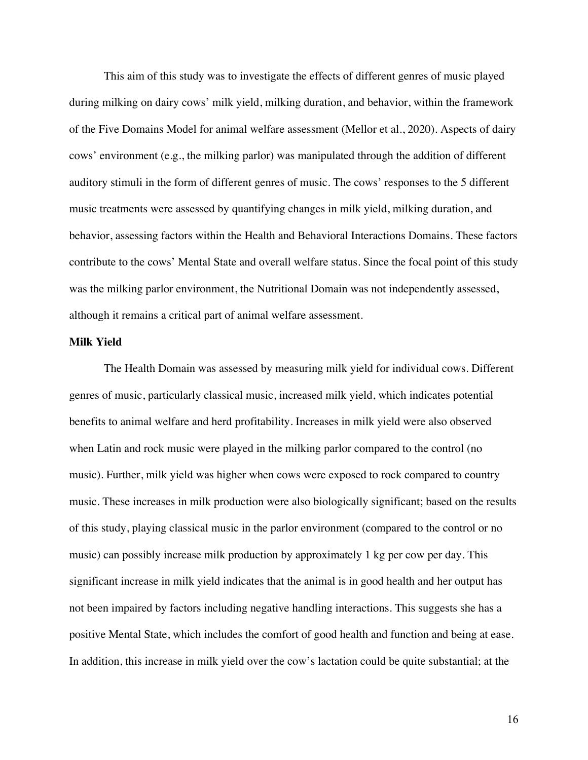This aim of this study was to investigate the effects of different genres of music played during milking on dairy cows' milk yield, milking duration, and behavior, within the framework of the Five Domains Model for animal welfare assessment (Mellor et al., 2020). Aspects of dairy cows' environment (e.g., the milking parlor) was manipulated through the addition of different auditory stimuli in the form of different genres of music. The cows' responses to the 5 different music treatments were assessed by quantifying changes in milk yield, milking duration, and behavior, assessing factors within the Health and Behavioral Interactions Domains. These factors contribute to the cows' Mental State and overall welfare status. Since the focal point of this study was the milking parlor environment, the Nutritional Domain was not independently assessed, although it remains a critical part of animal welfare assessment.

**Milk Yield**

The Health Domain was assessed by measuring milk yield for individual cows. Different genres of music, particularly classical music, increased milk yield, which indicates potential benefits to animal welfare and herd profitability. Increases in milk yield were also observed when Latin and rock music were played in the milking parlor compared to the control (no music). Further, milk yield was higher when cows were exposed to rock compared to country music. These increases in milk production were also biologically significant; based on the results of this study, playing classical music in the parlor environment (compared to the control or no music) can possibly increase milk production by approximately 1 kg per cow per day. This significant increase in milk yield indicates that the animal is in good health and her output has not been impaired by factors including negative handling interactions. This suggests she has a positive Mental State, which includes the comfort of good health and function and being at ease. In addition, this increase in milk yield over the cow's lactation could be quite substantial; at the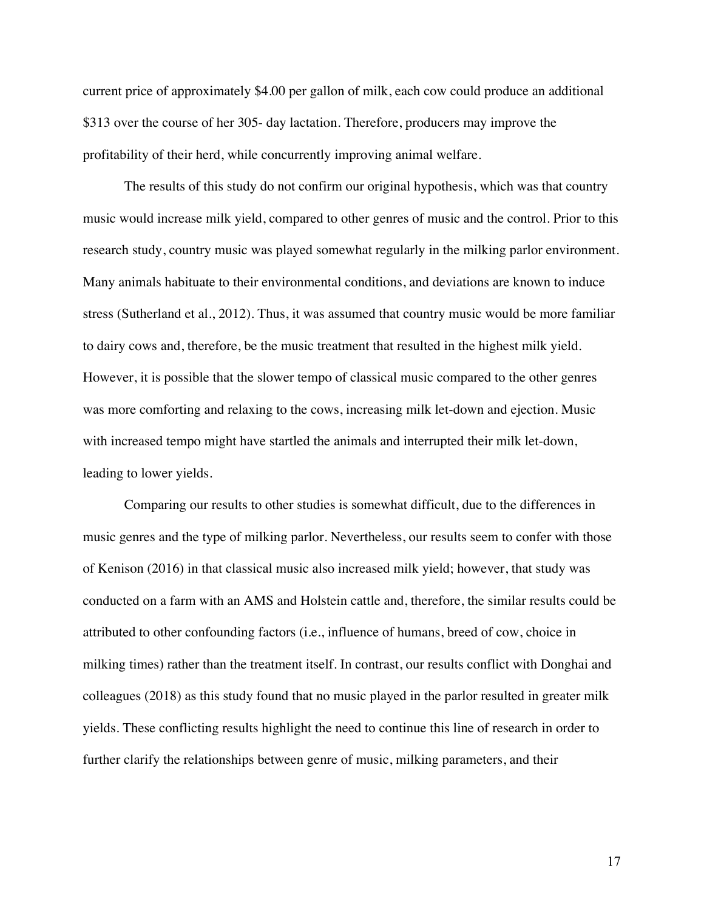current price of approximately $4.00 per gallon of milk, each cow could produce an additional $313 over the course of her 305- day lactation. Therefore, producers may improve the profitability of their herd, while concurrently improving animal welfare.

The results of this study do not confirm our original hypothesis, which was that country music would increase milk yield, compared to other genres of music and the control. Prior to this research study, country music was played somewhat regularly in the milking parlor environment. Many animals habituate to their environmental conditions, and deviations are known to induce stress (Sutherland et al., 2012). Thus, it was assumed that country music would be more familiar to dairy cows and, therefore, be the music treatment that resulted in the highest milk yield. However, it is possible that the slower tempo of classical music compared to the other genres was more comforting and relaxing to the cows, increasing milk let-down and ejection. Music with increased tempo might have startled the animals and interrupted their milk let-down, leading to lower yields.

Comparing our results to other studies is somewhat difficult, due to the differences in music genres and the type of milking parlor. Nevertheless, our results seem to confer with those of Kenison (2016) in that classical music also increased milk yield; however, that study was conducted on a farm with an AMS and Holstein cattle and, therefore, the similar results could be attributed to other confounding factors (i.e., influence of humans, breed of cow, choice in milking times) rather than the treatment itself. In contrast, our results conflict with Donghai and colleagues (2018) as this study found that no music played in the parlor resulted in greater milk yields. These conflicting results highlight the need to continue this line of research in order to further clarify the relationships between genre of music, milking parameters, and their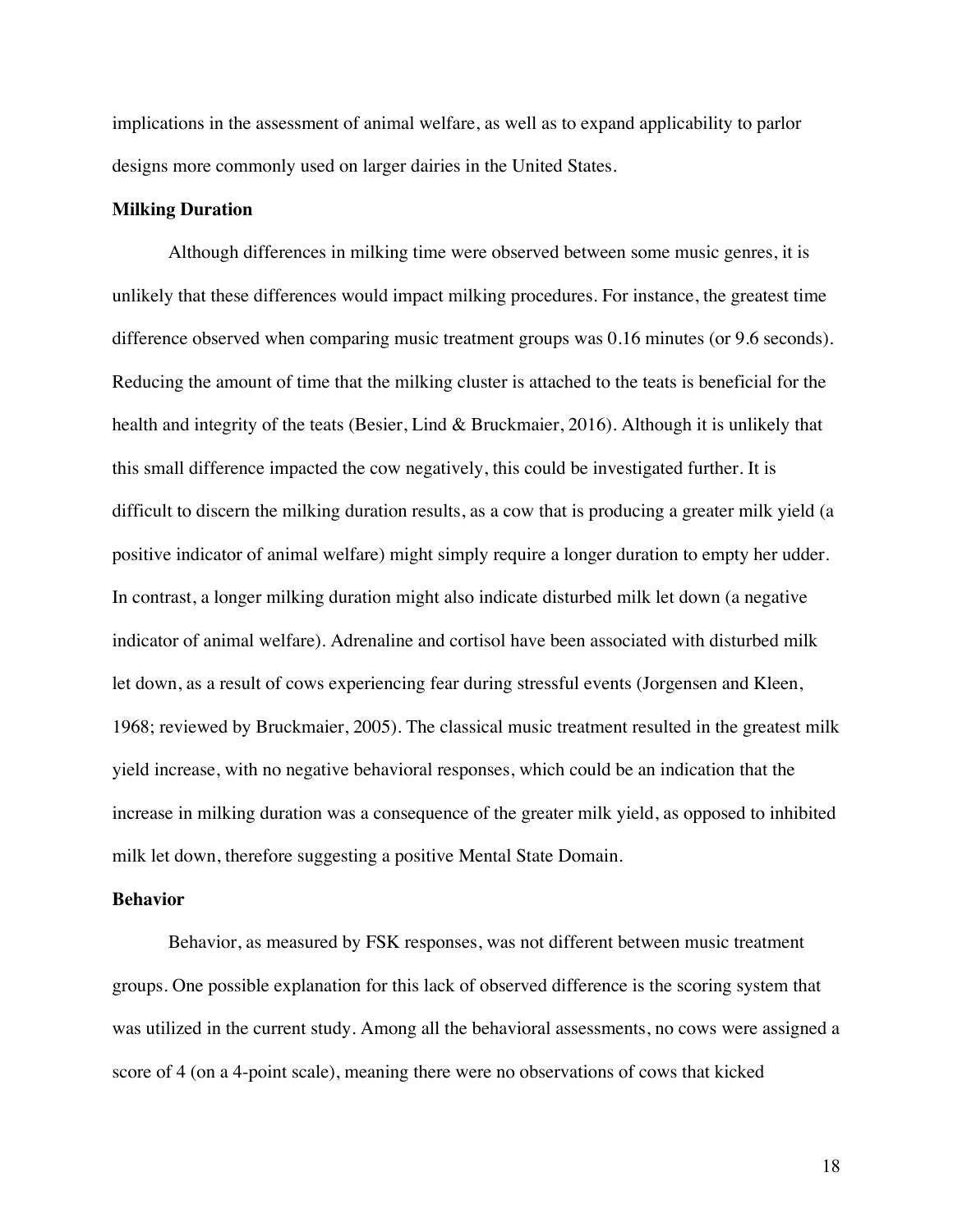implications in the assessment of animal welfare, as well as to expand applicability to parlor designs more commonly used on larger dairies in the United States.

**Milking Duration**

Although differences in milking time were observed between some music genres, it is unlikely that these differences would impact milking procedures. For instance, the greatest time difference observed when comparing music treatment groups was 0.16 minutes (or 9.6 seconds). Reducing the amount of time that the milking cluster is attached to the teats is beneficial for the health and integrity of the teats (Besier, Lind & Bruckmaier, 2016). Although it is unlikely that this small difference impacted the cow negatively, this could be investigated further. It is difficult to discern the milking duration results, as a cow that is producing a greater milk yield (a positive indicator of animal welfare) might simply require a longer duration to empty her udder. In contrast, a longer milking duration might also indicate disturbed milk let down (a negative indicator of animal welfare). Adrenaline and cortisol have been associated with disturbed milk let down, as a result of cows experiencing fear during stressful events (Jorgensen and Kleen, 1968; reviewed by Bruckmaier, 2005). The classical music treatment resulted in the greatest milk yield increase, with no negative behavioral responses, which could be an indication that the increase in milking duration was a consequence of the greater milk yield, as opposed to inhibited milk let down, therefore suggesting a positive Mental State Domain.

**Behavior**

Behavior, as measured by FSK responses, was not different between music treatment groups. One possible explanation for this lack of observed difference is the scoring system that was utilized in the current study. Among all the behavioral assessments, no cows were assigned a score of 4 (on a 4-point scale), meaning there were no observations of cows that kicked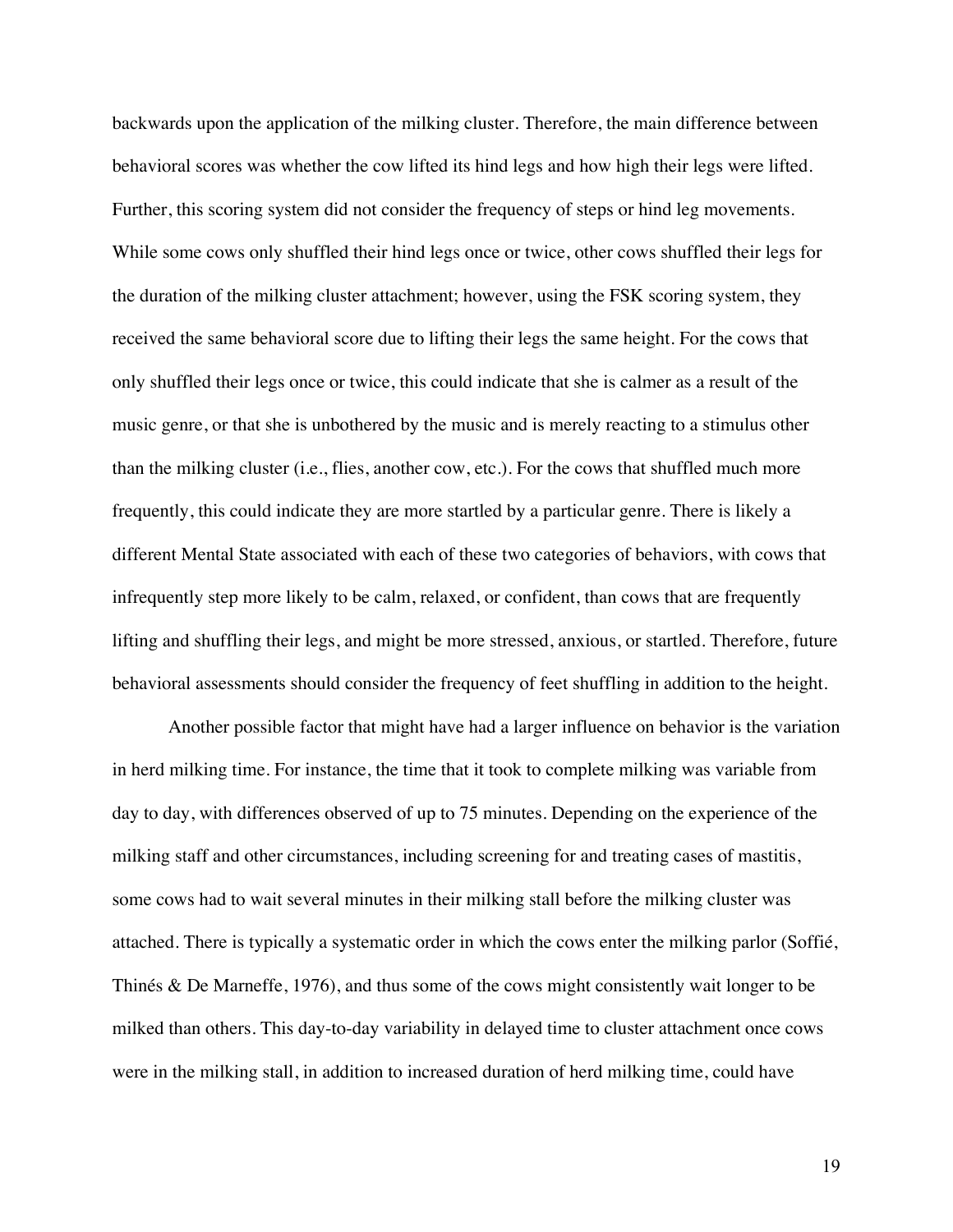backwards upon the application of the milking cluster. Therefore, the main difference between behavioral scores was whether the cow lifted its hind legs and how high their legs were lifted. Further, this scoring system did not consider the frequency of steps or hind leg movements. While some cows only shuffled their hind legs once or twice, other cows shuffled their legs for the duration of the milking cluster attachment; however, using the FSK scoring system, they received the same behavioral score due to lifting their legs the same height. For the cows that only shuffled their legs once or twice, this could indicate that she is calmer as a result of the music genre, or that she is unbothered by the music and is merely reacting to a stimulus other than the milking cluster (i.e., flies, another cow, etc.). For the cows that shuffled much more frequently, this could indicate they are more startled by a particular genre. There is likely a different Mental State associated with each of these two categories of behaviors, with cows that infrequently step more likely to be calm, relaxed, or confident, than cows that are frequently lifting and shuffling their legs, and might be more stressed, anxious, or startled. Therefore, future behavioral assessments should consider the frequency of feet shuffling in addition to the height.

Another possible factor that might have had a larger influence on behavior is the variation in herd milking time. For instance, the time that it took to complete milking was variable from day to day, with differences observed of up to 75 minutes. Depending on the experience of the milking staff and other circumstances, including screening for and treating cases of mastitis, some cows had to wait several minutes in their milking stall before the milking cluster was attached. There is typically a systematic order in which the cows enter the milking parlor (Soffié, Thinés & De Marneffe, 1976), and thus some of the cows might consistently wait longer to be milked than others. This day-to-day variability in delayed time to cluster attachment once cows were in the milking stall, in addition to increased duration of herd milking time, could have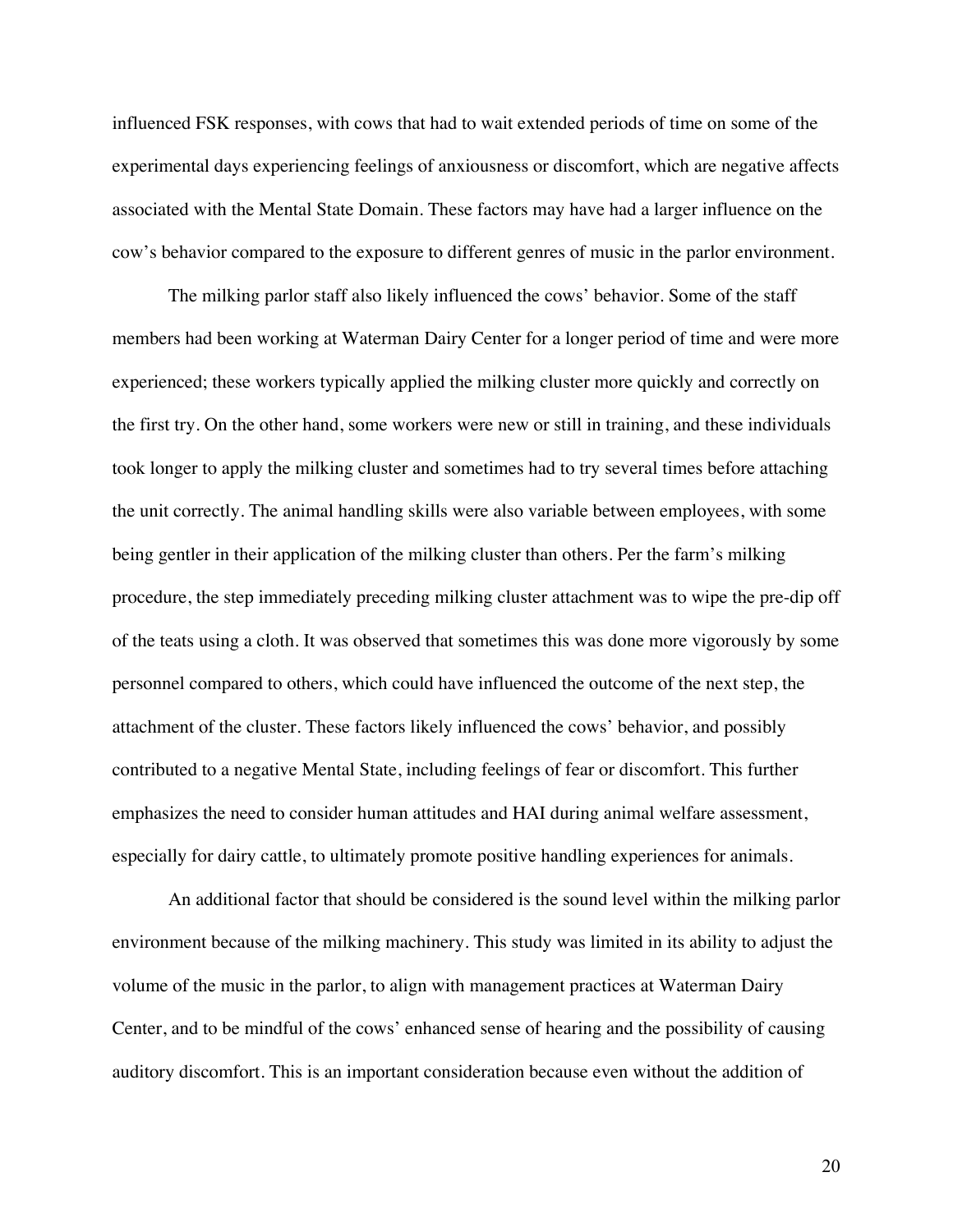influenced FSK responses, with cows that had to wait extended periods of time on some of the experimental days experiencing feelings of anxiousness or discomfort, which are negative affects associated with the Mental State Domain. These factors may have had a larger influence on the cow's behavior compared to the exposure to different genres of music in the parlor environment.

The milking parlor staff also likely influenced the cows' behavior. Some of the staff members had been working at Waterman Dairy Center for a longer period of time and were more experienced; these workers typically applied the milking cluster more quickly and correctly on the first try. On the other hand, some workers were new or still in training, and these individuals took longer to apply the milking cluster and sometimes had to try several times before attaching the unit correctly. The animal handling skills were also variable between employees, with some being gentler in their application of the milking cluster than others. Per the farm's milking procedure, the step immediately preceding milking cluster attachment was to wipe the pre-dip off of the teats using a cloth. It was observed that sometimes this was done more vigorously by some personnel compared to others, which could have influenced the outcome of the next step, the attachment of the cluster. These factors likely influenced the cows' behavior, and possibly contributed to a negative Mental State, including feelings of fear or discomfort. This further emphasizes the need to consider human attitudes and HAI during animal welfare assessment, especially for dairy cattle, to ultimately promote positive handling experiences for animals.

An additional factor that should be considered is the sound level within the milking parlor environment because of the milking machinery. This study was limited in its ability to adjust the volume of the music in the parlor, to align with management practices at Waterman Dairy Center, and to be mindful of the cows' enhanced sense of hearing and the possibility of causing auditory discomfort. This is an important consideration because even without the addition of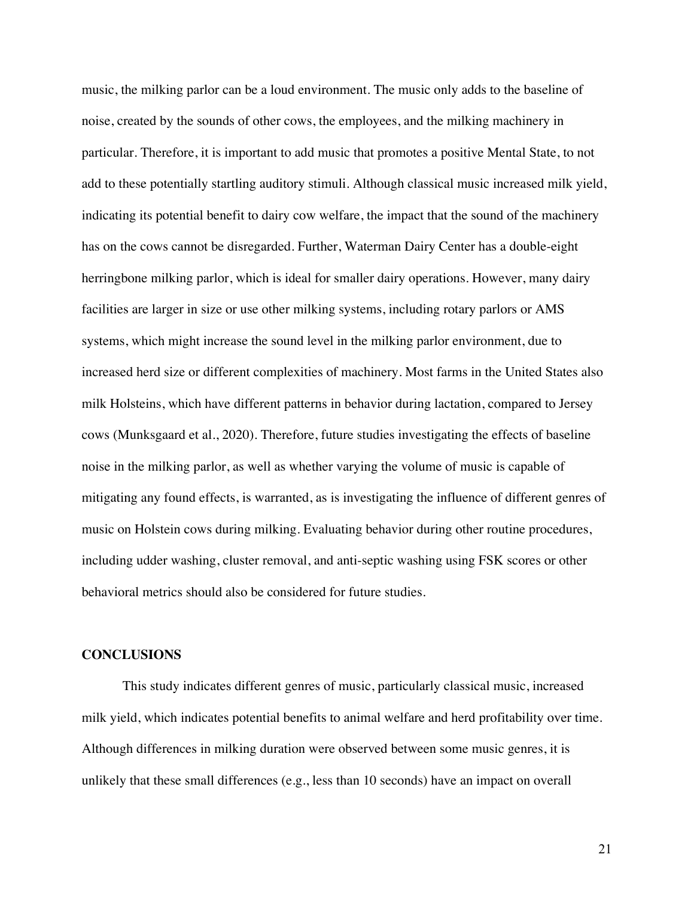music, the milking parlor can be a loud environment. The music only adds to the baseline of noise, created by the sounds of other cows, the employees, and the milking machinery in particular. Therefore, it is important to add music that promotes a positive Mental State, to not add to these potentially startling auditory stimuli. Although classical music increased milk yield, indicating its potential benefit to dairy cow welfare, the impact that the sound of the machinery has on the cows cannot be disregarded. Further, Waterman Dairy Center has a double-eight herringbone milking parlor, which is ideal for smaller dairy operations. However, many dairy facilities are larger in size or use other milking systems, including rotary parlors or AMS systems, which might increase the sound level in the milking parlor environment, due to increased herd size or different complexities of machinery. Most farms in the United States also milk Holsteins, which have different patterns in behavior during lactation, compared to Jersey cows (Munksgaard et al., 2020). Therefore, future studies investigating the effects of baseline noise in the milking parlor, as well as whether varying the volume of music is capable of mitigating any found effects, is warranted, as is investigating the influence of different genres of music on Holstein cows during milking. Evaluating behavior during other routine procedures, including udder washing, cluster removal, and anti-septic washing using FSK scores or other behavioral metrics should also be considered for future studies.

## CONCLUSIONS

This study indicates different genres of music, particularly classical music, increased milk yield, which indicates potential benefits to animal welfare and herd profitability over time. Although differences in milking duration were observed between some music genres, it is unlikely that these small differences (e.g., less than 10 seconds) have an impact on overall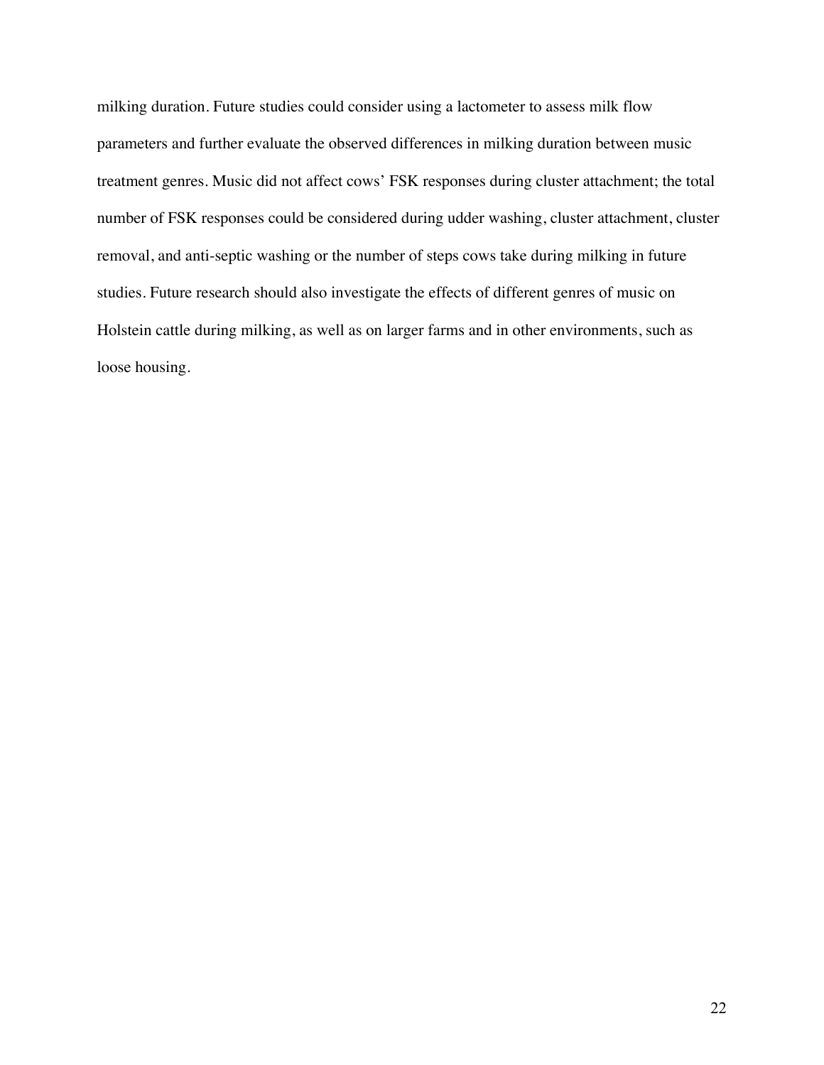milking duration. Future studies could consider using a lactometer to assess milk flow parameters and further evaluate the observed differences in milking duration between music treatment genres. Music did not affect cows' FSK responses during cluster attachment; the total number of FSK responses could be considered during udder washing, cluster attachment, cluster removal, and anti-septic washing or the number of steps cows take during milking in future studies. Future research should also investigate the effects of different genres of music on Holstein cattle during milking, as well as on larger farms and in other environments, such as loose housing.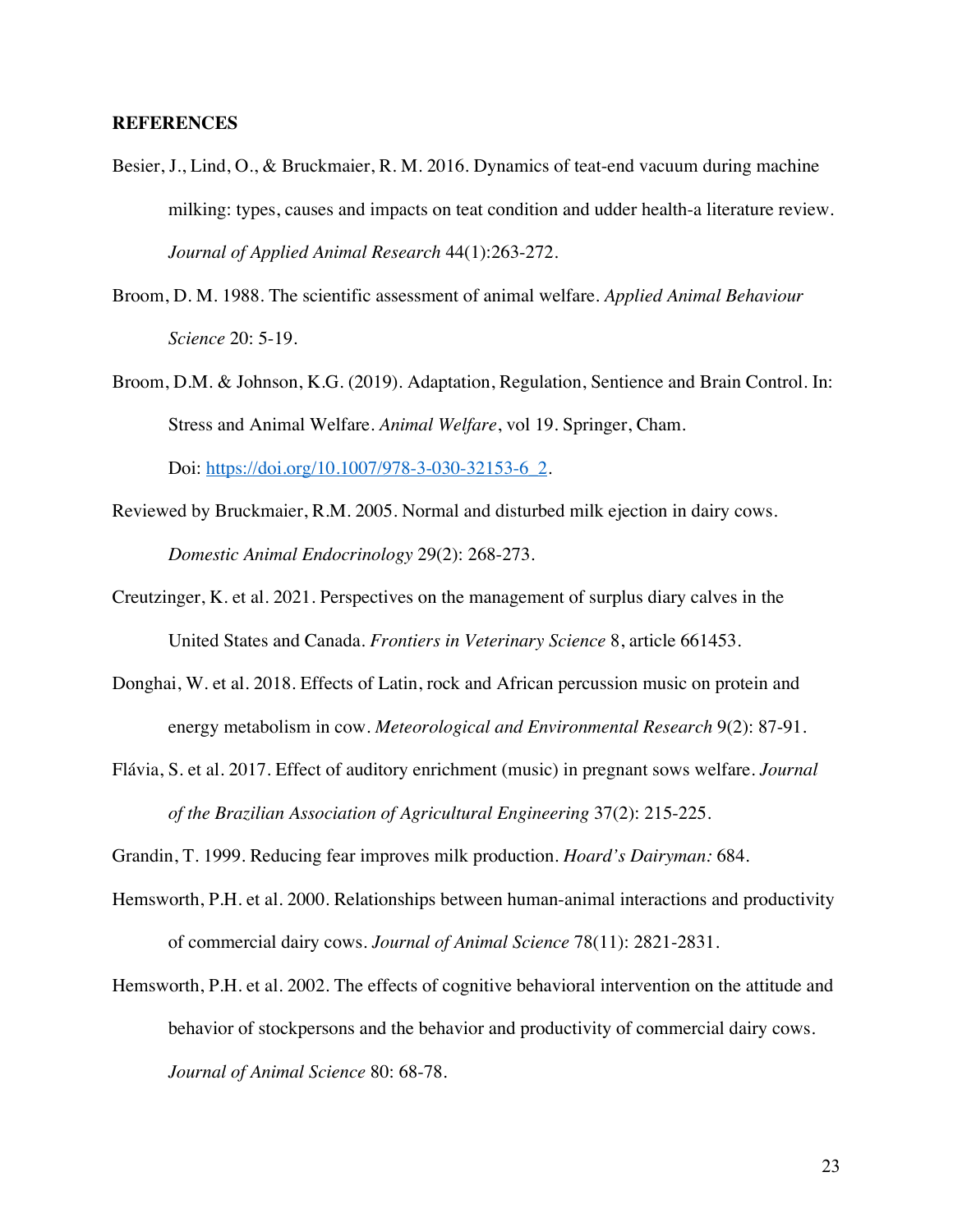**REFERENCES**

Besier, J., Lind, O., & Bruckmaier, R. M. 2016. Dynamics of teat-end vacuum during machine milking: types, causes and impacts on teat condition and udder health-a literature review. *Journal of Applied Animal Research* 44(1):263-272.

Broom, D. M. 1988. The scientific assessment of animal welfare. *Applied Animal Behaviour Science* 20: 5-19.

Broom, D.M. & Johnson, K.G. (2019). Adaptation, Regulation, Sentience and Brain Control. In: Stress and Animal Welfare. *Animal Welfare*, vol 19. Springer, Cham. Doi: https://doi.org/10.1007/978-3-030-32153-6_2.

Reviewed by Bruckmaier, R.M. 2005. Normal and disturbed milk ejection in dairy cows. *Domestic Animal Endocrinology* 29(2): 268-273.

Creutzinger, K. et al. 2021. Perspectives on the management of surplus diary calves in the United States and Canada. *Frontiers in Veterinary Science* 8, article 661453.

Donghai, W. et al. 2018. Effects of Latin, rock and African percussion music on protein and energy metabolism in cow. *Meteorological and Environmental Research* 9(2): 87-91.

Flávia, S. et al. 2017. Effect of auditory enrichment (music) in pregnant sows welfare. *Journal of the Brazilian Association of Agricultural Engineering* 37(2): 215-225.

Grandin, T. 1999. Reducing fear improves milk production. *Hoard's Dairyman:* 684.

Hemsworth, P.H. et al. 2000. Relationships between human-animal interactions and productivity of commercial dairy cows. *Journal of Animal Science* 78(11): 2821-2831.

Hemsworth, P.H. et al. 2002. The effects of cognitive behavioral intervention on the attitude and behavior of stockpersons and the behavior and productivity of commercial dairy cows. *Journal of Animal Science* 80: 68-78.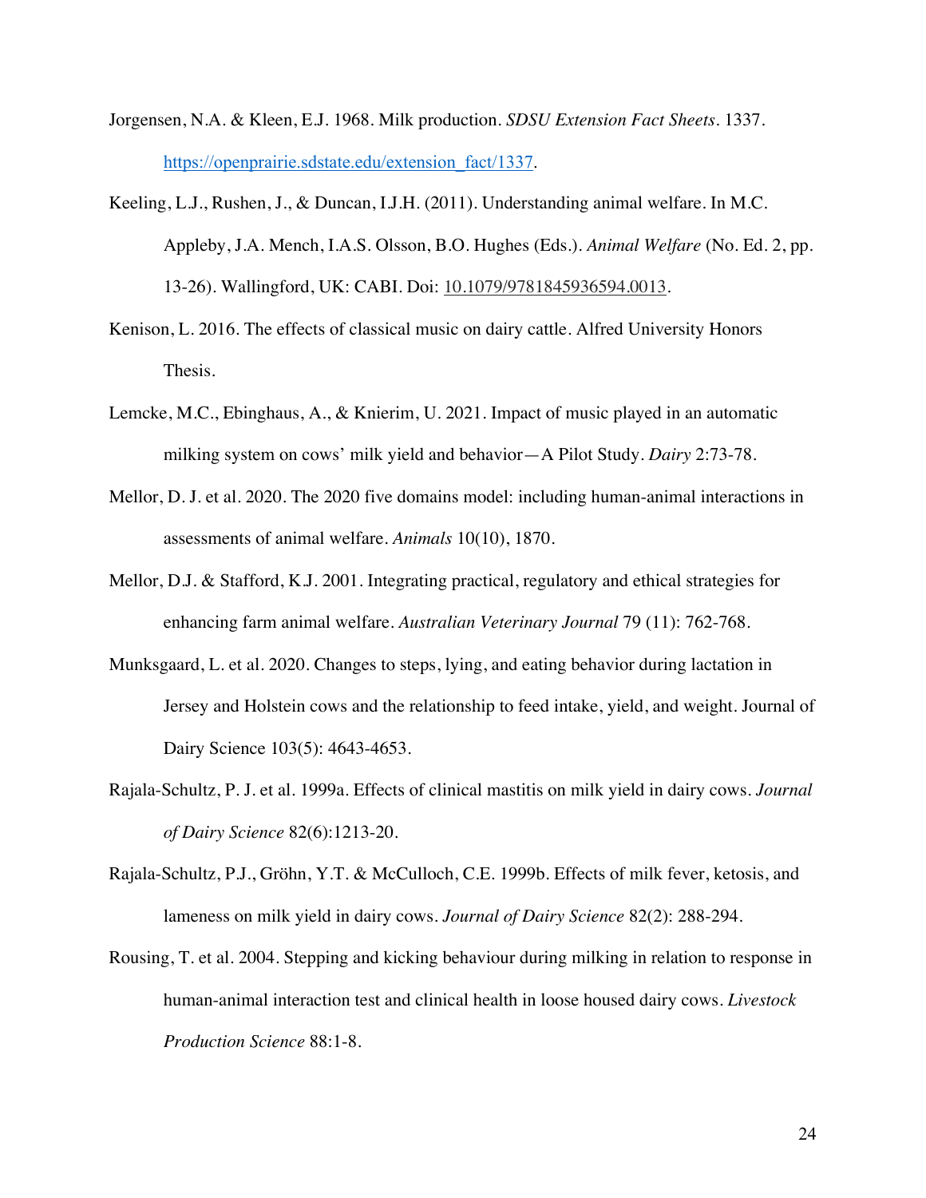Jorgensen, N.A. & Kleen, E.J. 1968. Milk production. *SDSU Extension Fact Sheets*. 1337. https://openprairie.sdstate.edu/extension_fact/1337.

Keeling, L.J., Rushen, J., & Duncan, I.J.H. (2011). Understanding animal welfare. In M.C. Appleby, J.A. Mench, I.A.S. Olsson, B.O. Hughes (Eds.). *Animal Welfare* (No. Ed. 2, pp. 13-26). Wallingford, UK: CABI. Doi: 10.1079/9781845936594.0013.

Kenison, L. 2016. The effects of classical music on dairy cattle. Alfred University Honors Thesis.

Lemcke, M.C., Ebinghaus, A., & Knierim, U. 2021. Impact of music played in an automatic milking system on cows' milk yield and behavior—A Pilot Study. *Dairy* 2:73-78.

Mellor, D. J. et al. 2020. The 2020 five domains model: including human-animal interactions in assessments of animal welfare. *Animals* 10(10), 1870.

Mellor, D.J. & Stafford, K.J. 2001. Integrating practical, regulatory and ethical strategies for enhancing farm animal welfare. *Australian Veterinary Journal* 79 (11): 762-768.

Munksgaard, L. et al. 2020. Changes to steps, lying, and eating behavior during lactation in Jersey and Holstein cows and the relationship to feed intake, yield, and weight. Journal of Dairy Science 103(5): 4643-4653.

Rajala-Schultz, P. J. et al. 1999a. Effects of clinical mastitis on milk yield in dairy cows. *Journal of Dairy Science* 82(6):1213-20.

Rajala-Schultz, P.J., Gröhn, Y.T. & McCulloch, C.E. 1999b. Effects of milk fever, ketosis, and lameness on milk yield in dairy cows. *Journal of Dairy Science* 82(2): 288-294.

Rousing, T. et al. 2004. Stepping and kicking behaviour during milking in relation to response in human-animal interaction test and clinical health in loose housed dairy cows. *Livestock Production Science* 88:1-8.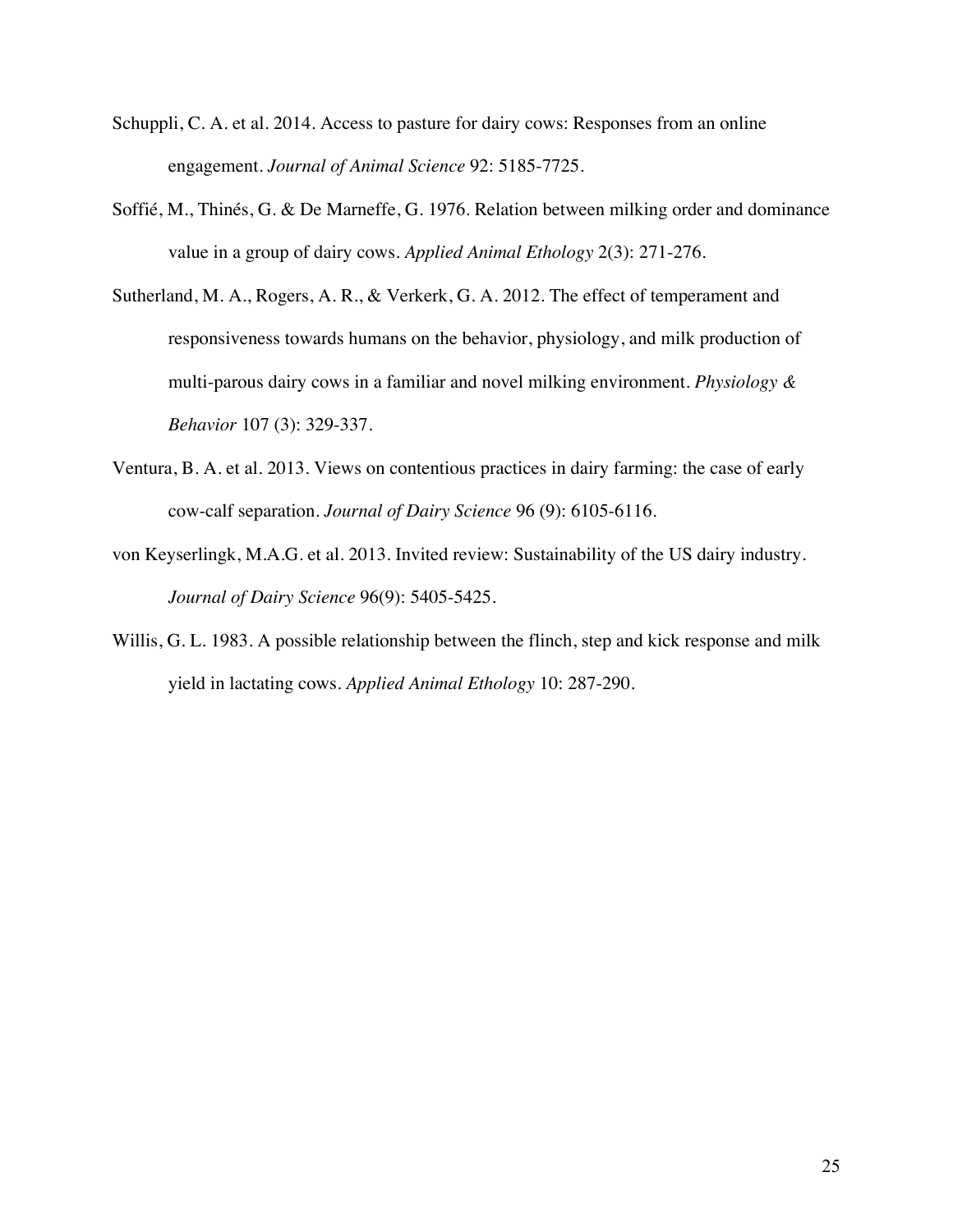Schuppli, C. A. et al. 2014. Access to pasture for dairy cows: Responses from an online engagement. *Journal of Animal Science* 92: 5185-7725.

Soffié, M., Thinés, G. & De Marneffe, G. 1976. Relation between milking order and dominance value in a group of dairy cows. *Applied Animal Ethology* 2(3): 271-276.

Sutherland, M. A., Rogers, A. R., & Verkerk, G. A. 2012. The effect of temperament and responsiveness towards humans on the behavior, physiology, and milk production of multi-parous dairy cows in a familiar and novel milking environment. *Physiology & Behavior* 107 (3): 329-337.

Ventura, B. A. et al. 2013. Views on contentious practices in dairy farming: the case of early cow-calf separation. *Journal of Dairy Science* 96 (9): 6105-6116.

von Keyserlingk, M.A.G. et al. 2013. Invited review: Sustainability of the US dairy industry. *Journal of Dairy Science* 96(9): 5405-5425.

Willis, G. L. 1983. A possible relationship between the flinch, step and kick response and milk yield in lactating cows. *Applied Animal Ethology* 10: 287-290.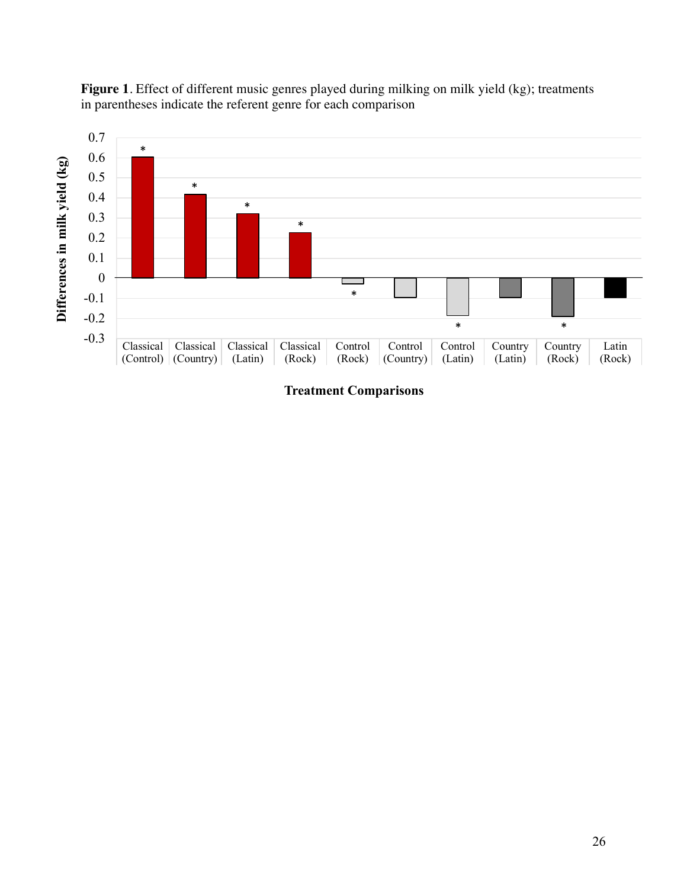**Figure 1**. Effect of different music genres played during milking on milk yield (kg); treatments in parentheses indicate the referent genre for each comparison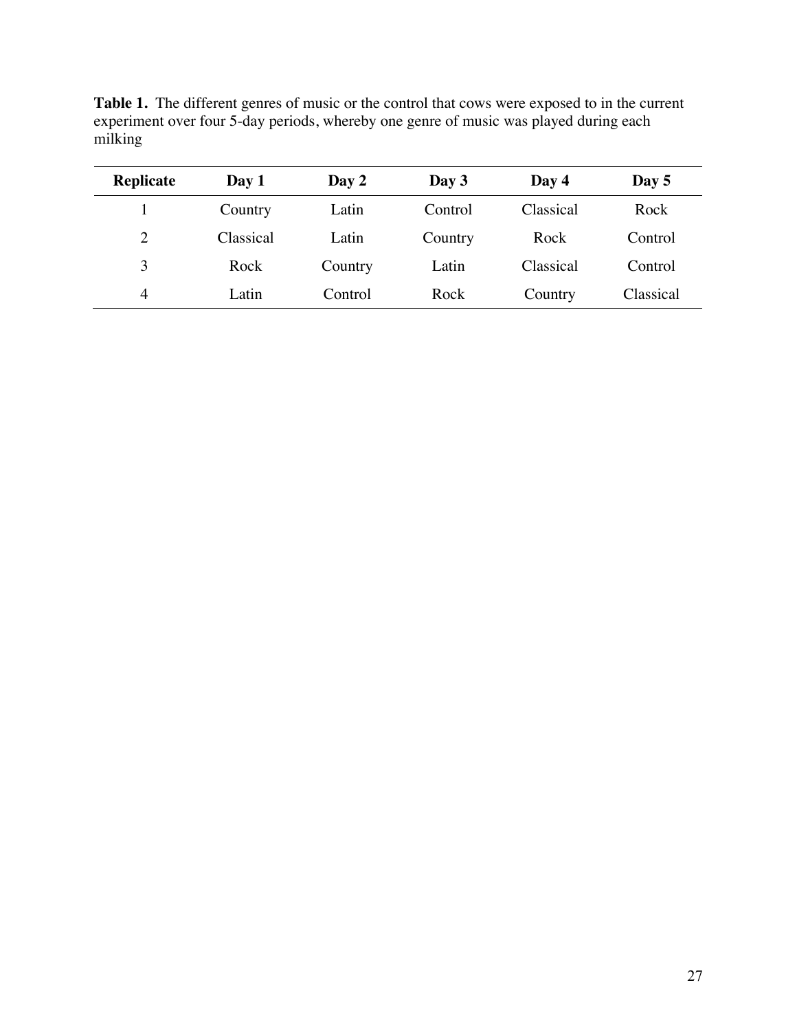**Table 1.** The different genres of music or the control that cows were exposed to in the current experiment over four 5-day periods, whereby one genre of music was played during each milking

| Replicate | Day 1 | Day 2 | Day 3 | Day 4 | Day 5 |
|---|---|---|---|---|---|
| 1 | Country | Latin | Control | Classical | Rock |
| 2 | Classical | Latin | Country | Rock | Control |
| 3 | Rock | Country | Latin | Classical | Control |
| 4 | Latin | Control | Rock | Country | Classical |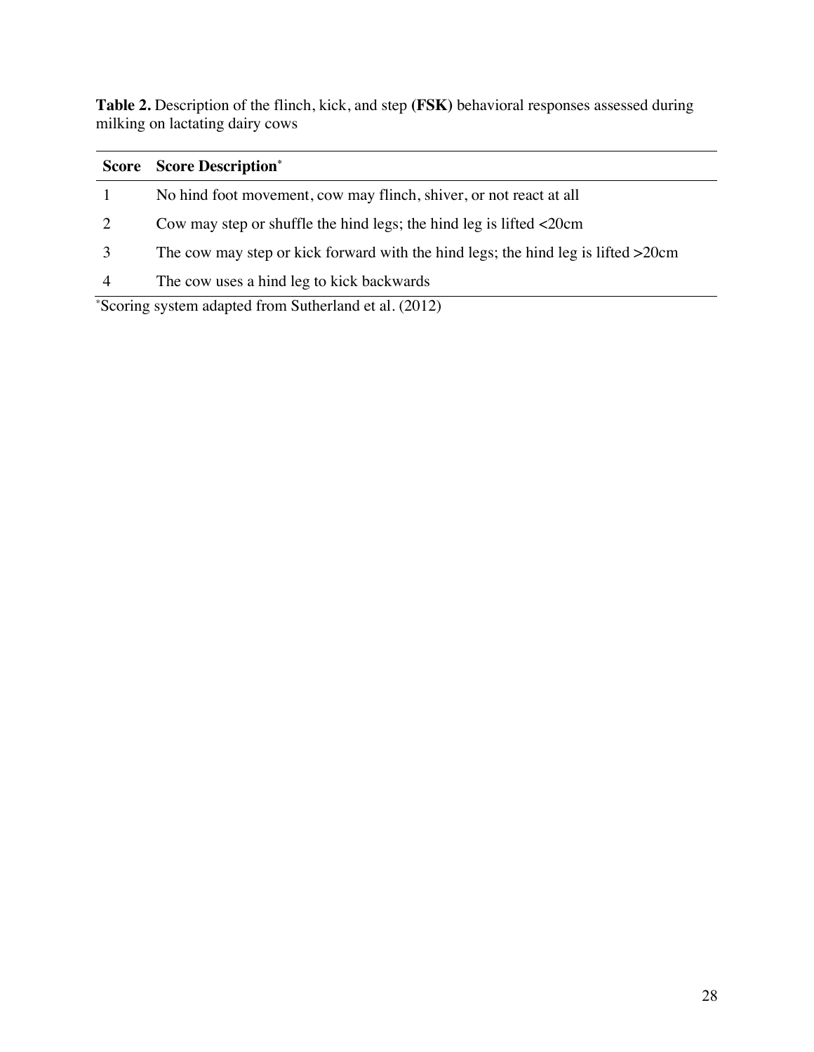**Table 2.** Description of the flinch, kick, and step **(FSK)** behavioral responses assessed during milking on lactating dairy cows

| Score | Score Description[*] |
|---|---|
| 1 | No hind foot movement, cow may flinch, shiver, or not react at all |
| 2 | Cow may step or shuffle the hind legs; the hind leg is lifted <20cm |
| 3 | The cow may step or kick forward with the hind legs; the hind leg is lifted >20cm |
| 4 | The cow uses a hind leg to kick backwards |

[*]Scoring system adapted from Sutherland et al. (2012)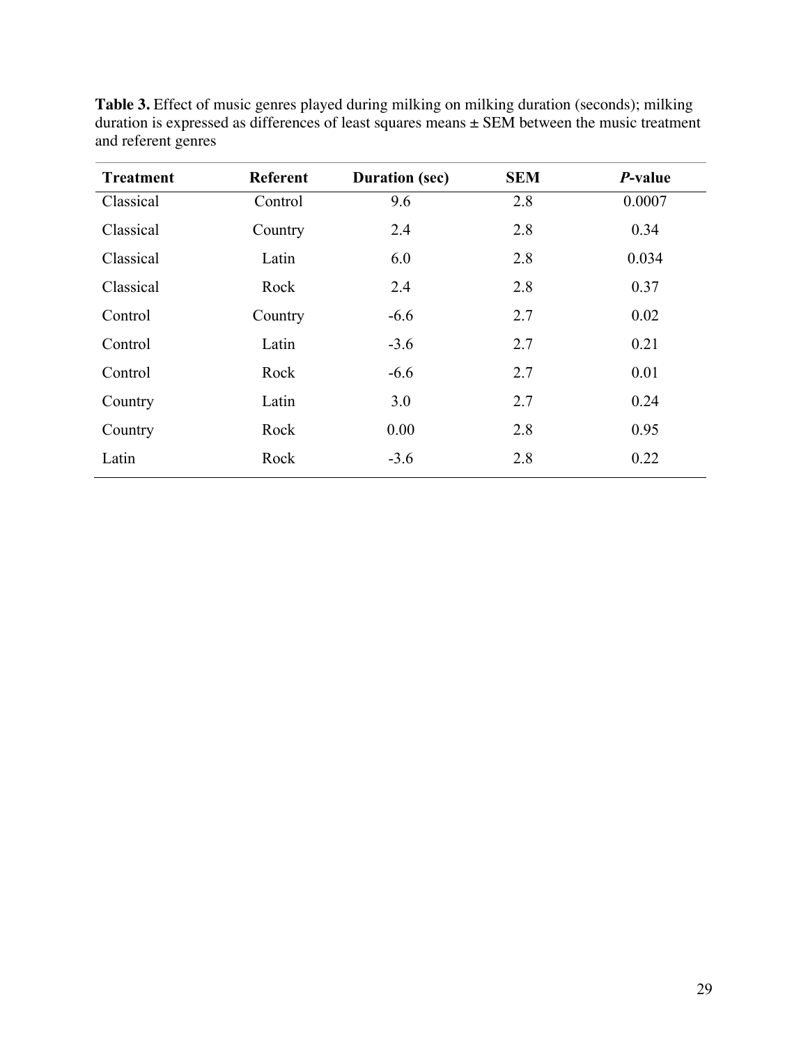**Table 3.** Effect of music genres played during milking on milking duration (seconds); milking duration is expressed as differences of least squares means ± SEM between the music treatment and referent genres

| **Treatment** | **Referent** | **Duration (sec)** | **SEM** | ***P*-value** |
|---|---|---|---|---|
| Classical | Control | 9.6 | 2.8 | 0.0007 |
| Classical | Country | 2.4 | 2.8 | 0.34 |
| Classical | Latin | 6.0 | 2.8 | 0.034 |
| Classical | Rock | 2.4 | 2.8 | 0.37 |
| Control | Country | -6.6 | 2.7 | 0.02 |
| Control | Latin | -3.6 | 2.7 | 0.21 |
| Control | Rock | -6.6 | 2.7 | 0.01 |
| Country | Latin | 3.0 | 2.7 | 0.24 |
| Country | Rock | 0.00 | 2.8 | 0.95 |
| Latin | Rock | -3.6 | 2.8 | 0.22 |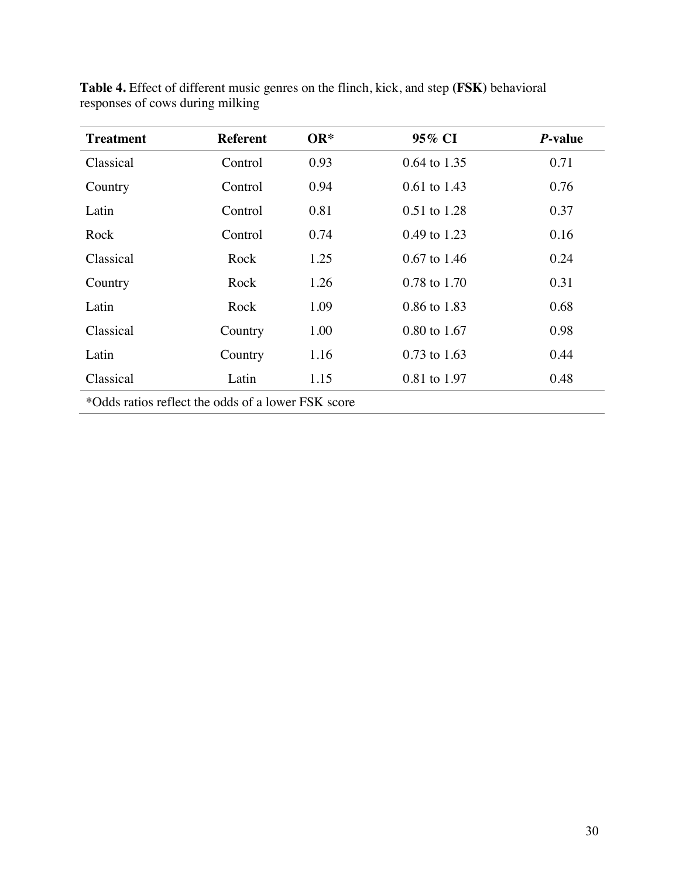**Table 4.** Effect of different music genres on the flinch, kick, and step **(FSK)** behavioral responses of cows during milking

| **Treatment** | **Referent** | **OR*** | **95% CI** | ***P*-value** |
|---|---|---|---|---|
| Classical | Control | 0.93 | 0.64 to 1.35 | 0.71 |
| Country | Control | 0.94 | 0.61 to 1.43 | 0.76 |
| Latin | Control | 0.81 | 0.51 to 1.28 | 0.37 |
| Rock | Control | 0.74 | 0.49 to 1.23 | 0.16 |
| Classical | Rock | 1.25 | 0.67 to 1.46 | 0.24 |
| Country | Rock | 1.26 | 0.78 to 1.70 | 0.31 |
| Latin | Rock | 1.09 | 0.86 to 1.83 | 0.68 |
| Classical | Country | 1.00 | 0.80 to 1.67 | 0.98 |
| Latin | Country | 1.16 | 0.73 to 1.63 | 0.44 |
| Classical | Latin | 1.15 | 0.81 to 1.97 | 0.48 |

*Odds ratios reflect the odds of a lower FSK score